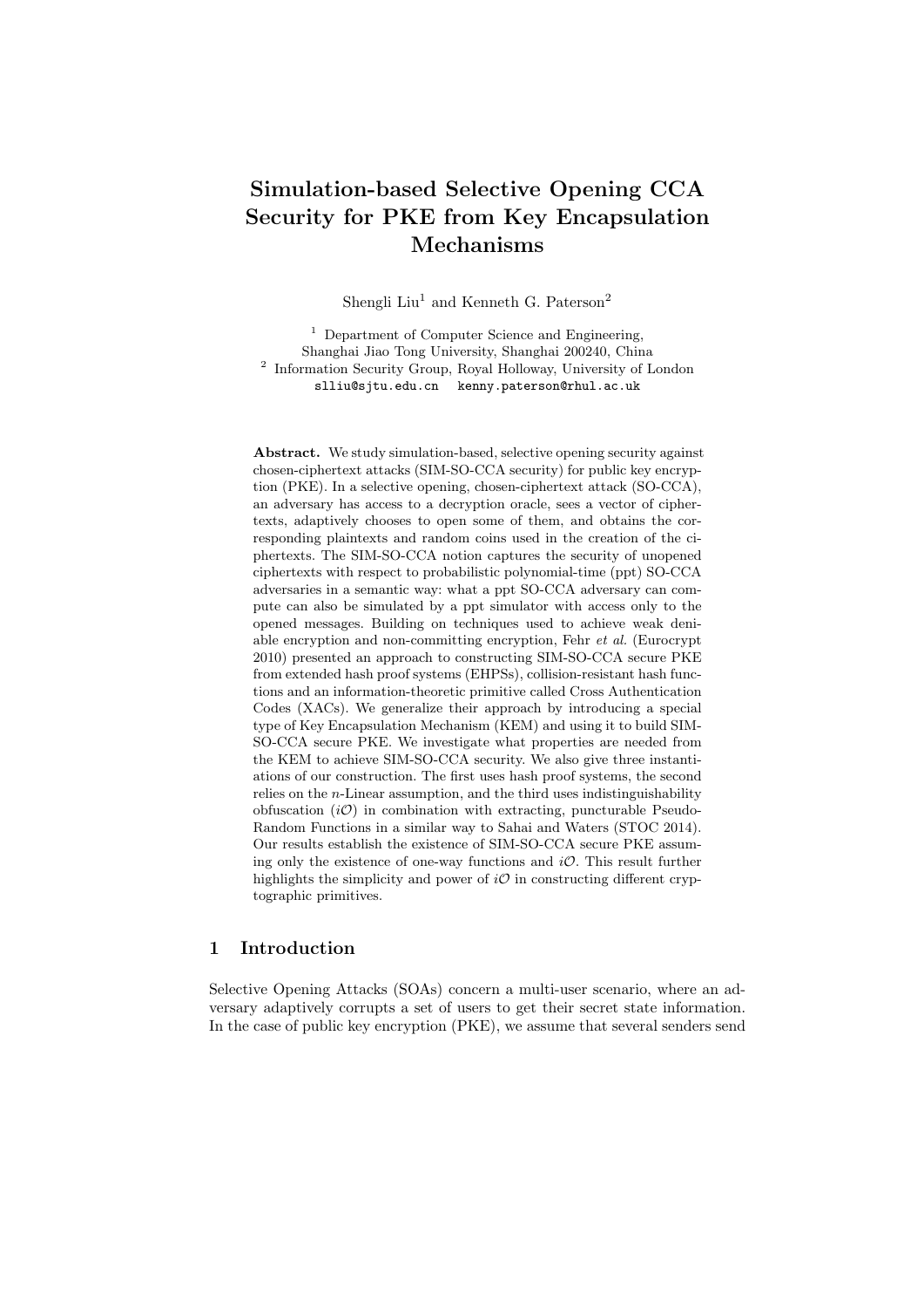# Simulation-based Selective Opening CCA Security for PKE from Key Encapsulation Mechanisms

Shengli Liu[1] and Kenneth G. Paterson[2]

[1] Department of Computer Science and Engineering, Shanghai Jiao Tong University, Shanghai 200240, China
[2] Information Security Group, Royal Holloway, University of London
slliu@sjtu.edu.cn kenny.paterson@rhul.ac.uk

**Abstract.** We study simulation-based, selective opening security against chosen-ciphertext attacks (SIM-SO-CCA security) for public key encryption (PKE). In a selective opening, chosen-ciphertext attack (SO-CCA), an adversary has access to a decryption oracle, sees a vector of ciphertexts, adaptively chooses to open some of them, and obtains the corresponding plaintexts and random coins used in the creation of the ciphertexts. The SIM-SO-CCA notion captures the security of unopened ciphertexts with respect to probabilistic polynomial-time (ppt) SO-CCA adversaries in a semantic way: what a ppt SO-CCA adversary can compute can also be simulated by a ppt simulator with access only to the opened messages. Building on techniques used to achieve weak deniable encryption and non-committing encryption, Fehr *et al.* (Eurocrypt 2010) presented an approach to constructing SIM-SO-CCA secure PKE from extended hash proof systems (EHPSs), collision-resistant hash functions and an information-theoretic primitive called Cross Authentication Codes (XACs). We generalize their approach by introducing a special type of Key Encapsulation Mechanism (KEM) and using it to build SIM-SO-CCA secure PKE. We investigate what properties are needed from the KEM to achieve SIM-SO-CCA security. We also give three instantiations of our construction. The first uses hash proof systems, the second relies on the $n$-Linear assumption, and the third uses indistinguishability obfuscation ($i\mathcal{O}$) in combination with extracting, puncturable Pseudo-Random Functions in a similar way to Sahai and Waters (STOC 2014). Our results establish the existence of SIM-SO-CCA secure PKE assuming only the existence of one-way functions and $i\mathcal{O}$. This result further highlights the simplicity and power of $i\mathcal{O}$ in constructing different cryptographic primitives.

## 1 Introduction

Selective Opening Attacks (SOAs) concern a multi-user scenario, where an adversary adaptively corrupts a set of users to get their secret state information. In the case of public key encryption (PKE), we assume that several senders send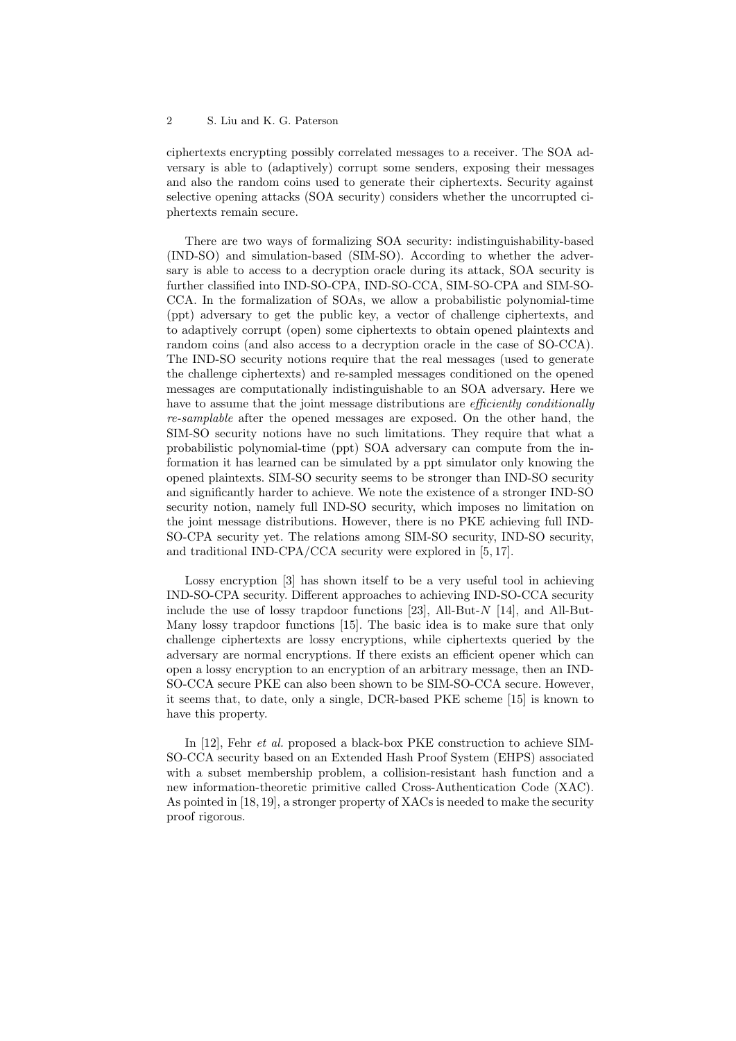ciphertexts encrypting possibly correlated messages to a receiver. The SOA adversary is able to (adaptively) corrupt some senders, exposing their messages and also the random coins used to generate their ciphertexts. Security against selective opening attacks (SOA security) considers whether the uncorrupted ciphertexts remain secure.

There are two ways of formalizing SOA security: indistinguishability-based (IND-SO) and simulation-based (SIM-SO). According to whether the adversary is able to access to a decryption oracle during its attack, SOA security is further classified into IND-SO-CPA, IND-SO-CCA, SIM-SO-CPA and SIM-SO-CCA. In the formalization of SOAs, we allow a probabilistic polynomial-time (ppt) adversary to get the public key, a vector of challenge ciphertexts, and to adaptively corrupt (open) some ciphertexts to obtain opened plaintexts and random coins (and also access to a decryption oracle in the case of SO-CCA). The IND-SO security notions require that the real messages (used to generate the challenge ciphertexts) and re-sampled messages conditioned on the opened messages are computationally indistinguishable to an SOA adversary. Here we have to assume that the joint message distributions are *efficiently conditionally re-samplable* after the opened messages are exposed. On the other hand, the SIM-SO security notions have no such limitations. They require that what a probabilistic polynomial-time (ppt) SOA adversary can compute from the information it has learned can be simulated by a ppt simulator only knowing the opened plaintexts. SIM-SO security seems to be stronger than IND-SO security and significantly harder to achieve. We note the existence of a stronger IND-SO security notion, namely full IND-SO security, which imposes no limitation on the joint message distributions. However, there is no PKE achieving full IND-SO-CPA security yet. The relations among SIM-SO security, IND-SO security, and traditional IND-CPA/CCA security were explored in [5, 17].

Lossy encryption [3] has shown itself to be a very useful tool in achieving IND-SO-CPA security. Different approaches to achieving IND-SO-CCA security include the use of lossy trapdoor functions [23], All-But-$N$ [14], and All-But-Many lossy trapdoor functions [15]. The basic idea is to make sure that only challenge ciphertexts are lossy encryptions, while ciphertexts queried by the adversary are normal encryptions. If there exists an efficient opener which can open a lossy encryption to an encryption of an arbitrary message, then an IND-SO-CCA secure PKE can also been shown to be SIM-SO-CCA secure. However, it seems that, to date, only a single, DCR-based PKE scheme [15] is known to have this property.

In [12], Fehr *et al.* proposed a black-box PKE construction to achieve SIM-SO-CCA security based on an Extended Hash Proof System (EHPS) associated with a subset membership problem, a collision-resistant hash function and a new information-theoretic primitive called Cross-Authentication Code (XAC). As pointed in [18, 19], a stronger property of XACs is needed to make the security proof rigorous.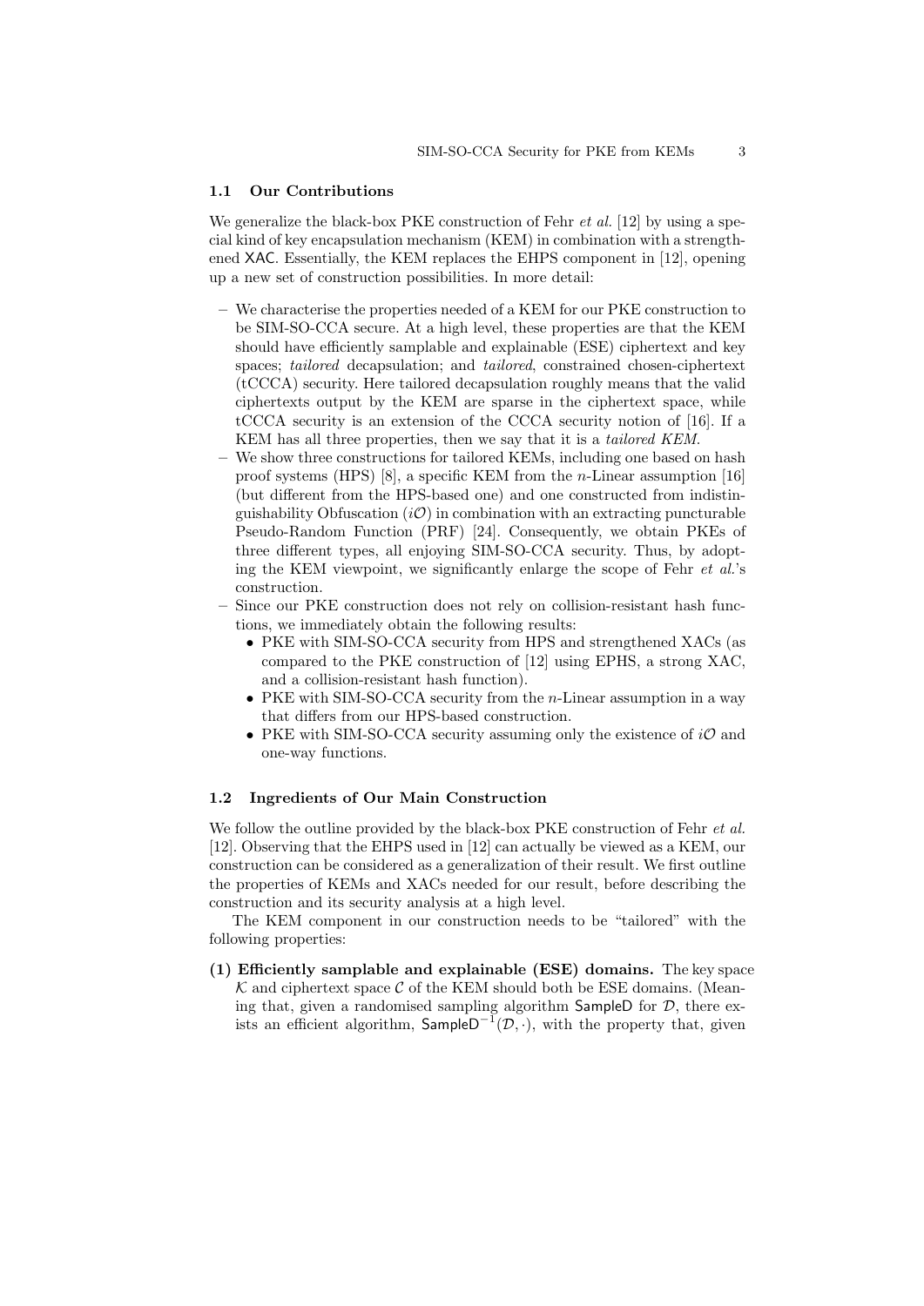### 1.1 Our Contributions

We generalize the black-box PKE construction of Fehr *et al.* [12] by using a special kind of key encapsulation mechanism (KEM) in combination with a strengthened XAC. Essentially, the KEM replaces the EHPS component in [12], opening up a new set of construction possibilities. In more detail:

- We characterise the properties needed of a KEM for our PKE construction to be SIM-SO-CCA secure. At a high level, these properties are that the KEM should have efficiently samplable and explainable (ESE) ciphertext and key spaces; *tailored* decapsulation; and *tailored*, constrained chosen-ciphertext (tCCCA) security. Here tailored decapsulation roughly means that the valid ciphertexts output by the KEM are sparse in the ciphertext space, while tCCCA security is an extension of the CCCA security notion of [16]. If a KEM has all three properties, then we say that it is a *tailored KEM*.
- We show three constructions for tailored KEMs, including one based on hash proof systems (HPS) [8], a specific KEM from the $n$-Linear assumption [16] (but different from the HPS-based one) and one constructed from indistinguishability Obfuscation ($i\mathcal{O}$) in combination with an extracting puncturable Pseudo-Random Function (PRF) [24]. Consequently, we obtain PKEs of three different types, all enjoying SIM-SO-CCA security. Thus, by adopting the KEM viewpoint, we significantly enlarge the scope of Fehr *et al.*'s construction.
- Since our PKE construction does not rely on collision-resistant hash functions, we immediately obtain the following results:
  - PKE with SIM-SO-CCA security from HPS and strengthened XACs (as compared to the PKE construction of [12] using EPHS, a strong XAC, and a collision-resistant hash function).
  - PKE with SIM-SO-CCA security from the $n$-Linear assumption in a way that differs from our HPS-based construction.
  - PKE with SIM-SO-CCA security assuming only the existence of $i\mathcal{O}$ and one-way functions.

### 1.2 Ingredients of Our Main Construction

We follow the outline provided by the black-box PKE construction of Fehr *et al.* [12]. Observing that the EHPS used in [12] can actually be viewed as a KEM, our construction can be considered as a generalization of their result. We first outline the properties of KEMs and XACs needed for our result, before describing the construction and its security analysis at a high level.

The KEM component in our construction needs to be "tailored" with the following properties:

**(1) Efficiently samplable and explainable (ESE) domains.** The key space $\mathcal{K}$ and ciphertext space $\mathcal{C}$ of the KEM should both be ESE domains. (Meaning that, given a randomised sampling algorithm $\mathsf{SampleD}$ for $\mathcal{D}$, there exists an efficient algorithm, $\mathsf{SampleD}^{-1}(\mathcal{D}, \cdot)$, with the property that, given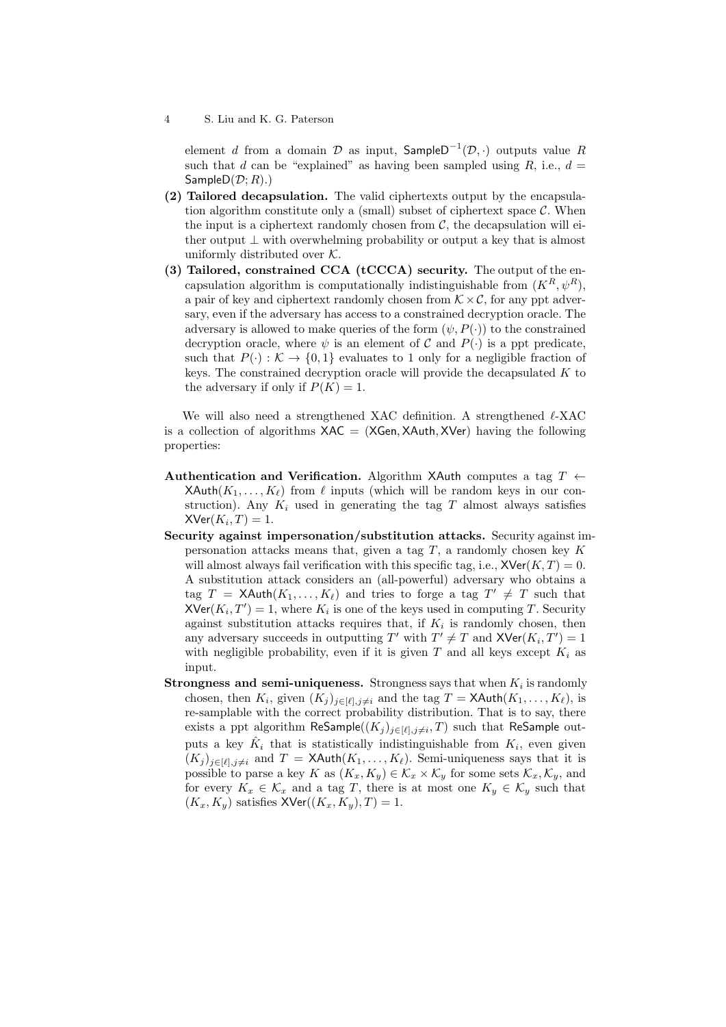element $d$ from a domain $\mathcal{D}$ as input, $\mathsf{SampleD}^{-1}(\mathcal{D}, \cdot)$ outputs value $R$ such that $d$ can be "explained" as having been sampled using $R$, i.e., $d = \mathsf{SampleD}(\mathcal{D}; R)$.)

**(2) Tailored decapsulation.** The valid ciphertexts output by the encapsulation algorithm constitute only a (small) subset of ciphertext space $\mathcal{C}$. When the input is a ciphertext randomly chosen from $\mathcal{C}$, the decapsulation will either output $\perp$ with overwhelming probability or output a key that is almost uniformly distributed over $\mathcal{K}$.

**(3) Tailored, constrained CCA (tCCCA) security.** The output of the encapsulation algorithm is computationally indistinguishable from $(K^R, \psi^R)$, a pair of key and ciphertext randomly chosen from $\mathcal{K} \times \mathcal{C}$, for any ppt adversary, even if the adversary has access to a constrained decryption oracle. The adversary is allowed to make queries of the form $(\psi, P(\cdot))$ to the constrained decryption oracle, where $\psi$ is an element of $\mathcal{C}$ and $P(\cdot)$ is a ppt predicate, such that $P(\cdot) : \mathcal{K} \to \{0, 1\}$ evaluates to 1 only for a negligible fraction of keys. The constrained decryption oracle will provide the decapsulated $K$ to the adversary if only if $P(K) = 1$.

We will also need a strengthened XAC definition. A strengthened $\ell$-XAC is a collection of algorithms $\mathsf{XAC} = (\mathsf{XGen}, \mathsf{XAuth}, \mathsf{XVer})$ having the following properties:

**Authentication and Verification.** Algorithm $\mathsf{XAuth}$ computes a tag $T \leftarrow \mathsf{XAuth}(K_1, \ldots, K_\ell)$ from $\ell$ inputs (which will be random keys in our construction). Any $K_i$ used in generating the tag $T$ almost always satisfies $\mathsf{XVer}(K_i, T) = 1$.

**Security against impersonation/substitution attacks.** Security against impersonation attacks means that, given a tag $T$, a randomly chosen key $K$ will almost always fail verification with this specific tag, i.e., $\mathsf{XVer}(K, T) = 0$. A substitution attack considers an (all-powerful) adversary who obtains a tag $T = \mathsf{XAuth}(K_1, \ldots, K_\ell)$ and tries to forge a tag $T' \neq T$ such that $\mathsf{XVer}(K_i, T') = 1$, where $K_i$ is one of the keys used in computing $T$. Security against substitution attacks requires that, if $K_i$ is randomly chosen, then any adversary succeeds in outputting $T'$ with $T' \neq T$ and $\mathsf{XVer}(K_i, T') = 1$ with negligible probability, even if it is given $T$ and all keys except $K_i$ as input.

**Strongness and semi-uniqueness.** Strongness says that when $K_i$ is randomly chosen, then $K_i$, given $(K_j)_{j \in [\ell], j \neq i}$ and the tag $T = \mathsf{XAuth}(K_1, \ldots, K_\ell)$, is re-samplable with the correct probability distribution. That is to say, there exists a ppt algorithm $\mathsf{ReSample}((K_j)_{j \in [\ell], j \neq i}, T)$ such that $\mathsf{ReSample}$ outputs a key $\hat{K}_i$ that is statistically indistinguishable from $K_i$, even given $(K_j)_{j \in [\ell], j \neq i}$ and $T = \mathsf{XAuth}(K_1, \ldots, K_\ell)$. Semi-uniqueness says that it is possible to parse a key $K$ as $(K_x, K_y) \in \mathcal{K}_x \times \mathcal{K}_y$ for some sets $\mathcal{K}_x, \mathcal{K}_y$, and for every $K_x \in \mathcal{K}_x$ and a tag $T$, there is at most one $K_y \in \mathcal{K}_y$ such that $(K_x, K_y)$ satisfies $\mathsf{XVer}((K_x, K_y), T) = 1$.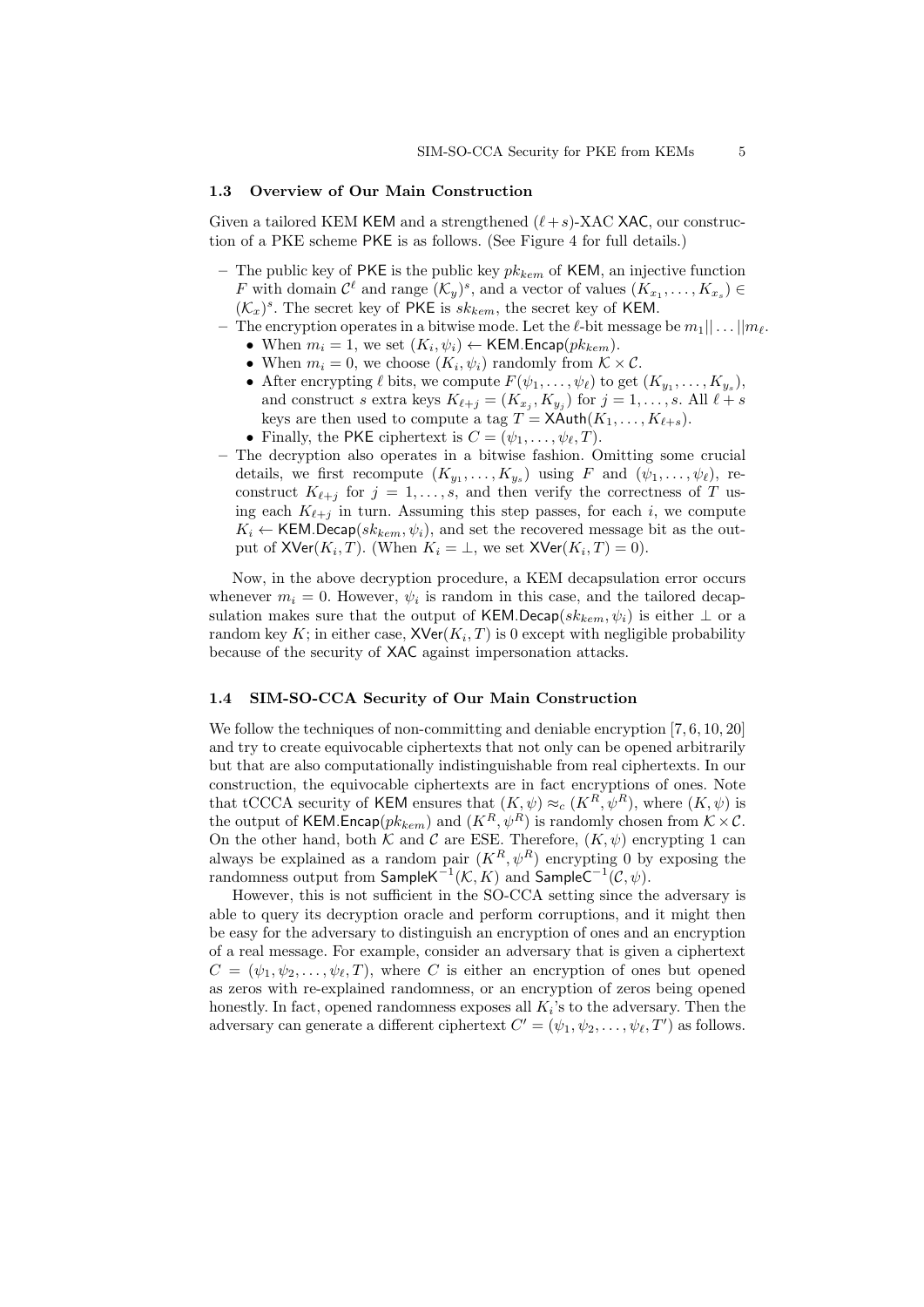### 1.3 Overview of Our Main Construction

Given a tailored KEM $\mathsf{KEM}$ and a strengthened $(\ell+s)$-XAC $\mathsf{XAC}$, our construction of a PKE scheme $\mathsf{PKE}$ is as follows. (See Figure 4 for full details.)

- The public key of $\mathsf{PKE}$ is the public key $pk_{kem}$ of $\mathsf{KEM}$, an injective function $F$ with domain $\mathcal{C}^{\ell}$ and range $(\mathcal{K}_y)^s$, and a vector of values $(K_{x_1}, \ldots, K_{x_s}) \in (\mathcal{K}_x)^s$. The secret key of $\mathsf{PKE}$ is $sk_{kem}$, the secret key of $\mathsf{KEM}$.
- The encryption operates in a bitwise mode. Let the $\ell$-bit message be $m_1||\ldots||m_\ell$.
  - When $m_i = 1$, we set $(K_i, \psi_i) \leftarrow \mathsf{KEM.Encap}(pk_{kem})$.
  - When $m_i = 0$, we choose $(K_i, \psi_i)$ randomly from $\mathcal{K} \times \mathcal{C}$.
  - After encrypting $\ell$ bits, we compute $F(\psi_1, \ldots, \psi_\ell)$ to get $(K_{y_1}, \ldots, K_{y_s})$, and construct $s$ extra keys $K_{\ell+j} = (K_{x_j}, K_{y_j})$ for $j = 1, \ldots, s$. All $\ell + s$ keys are then used to compute a tag $T = \mathsf{XAuth}(K_1, \ldots, K_{\ell+s})$.
  - Finally, the $\mathsf{PKE}$ ciphertext is $C = (\psi_1, \ldots, \psi_\ell, T)$.
- The decryption also operates in a bitwise fashion. Omitting some crucial details, we first recompute $(K_{y_1}, \ldots, K_{y_s})$ using $F$ and $(\psi_1, \ldots, \psi_\ell)$, reconstruct $K_{\ell+j}$ for $j = 1, \ldots, s$, and then verify the correctness of $T$ using each $K_{\ell+j}$ in turn. Assuming this step passes, for each $i$, we compute $K_i \leftarrow \mathsf{KEM.Decap}(sk_{kem}, \psi_i)$, and set the recovered message bit as the output of $\mathsf{XVer}(K_i, T)$. (When $K_i = \perp$, we set $\mathsf{XVer}(K_i, T) = 0$).

Now, in the above decryption procedure, a KEM decapsulation error occurs whenever $m_i = 0$. However, $\psi_i$ is random in this case, and the tailored decapsulation makes sure that the output of $\mathsf{KEM.Decap}(sk_{kem}, \psi_i)$ is either $\perp$ or a random key $K$; in either case, $\mathsf{XVer}(K_i, T)$ is 0 except with negligible probability because of the security of $\mathsf{XAC}$ against impersonation attacks.

### 1.4 SIM-SO-CCA Security of Our Main Construction

We follow the techniques of non-committing and deniable encryption [7, 6, 10, 20] and try to create equivocable ciphertexts that not only can be opened arbitrarily but that are also computationally indistinguishable from real ciphertexts. In our construction, the equivocable ciphertexts are in fact encryptions of ones. Note that tCCCA security of $\mathsf{KEM}$ ensures that $(K, \psi) \approx_c (K^R, \psi^R)$, where $(K, \psi)$ is the output of $\mathsf{KEM.Encap}(pk_{kem})$ and $(K^R, \psi^R)$ is randomly chosen from $\mathcal{K} \times \mathcal{C}$. On the other hand, both $\mathcal{K}$ and $\mathcal{C}$ are ESE. Therefore, $(K, \psi)$ encrypting 1 can always be explained as a random pair $(K^R, \psi^R)$ encrypting 0 by exposing the randomness output from $\mathsf{SampleK}^{-1}(\mathcal{K}, K)$ and $\mathsf{SampleC}^{-1}(\mathcal{C}, \psi)$.

However, this is not sufficient in the SO-CCA setting since the adversary is able to query its decryption oracle and perform corruptions, and it might then be easy for the adversary to distinguish an encryption of ones and an encryption of a real message. For example, consider an adversary that is given a ciphertext $C = (\psi_1, \psi_2, \ldots, \psi_\ell, T)$, where $C$ is either an encryption of ones but opened as zeros with re-explained randomness, or an encryption of zeros being opened honestly. In fact, opened randomness exposes all $K_i$'s to the adversary. Then the adversary can generate a different ciphertext $C' = (\psi_1, \psi_2, \ldots, \psi_\ell, T')$ as follows.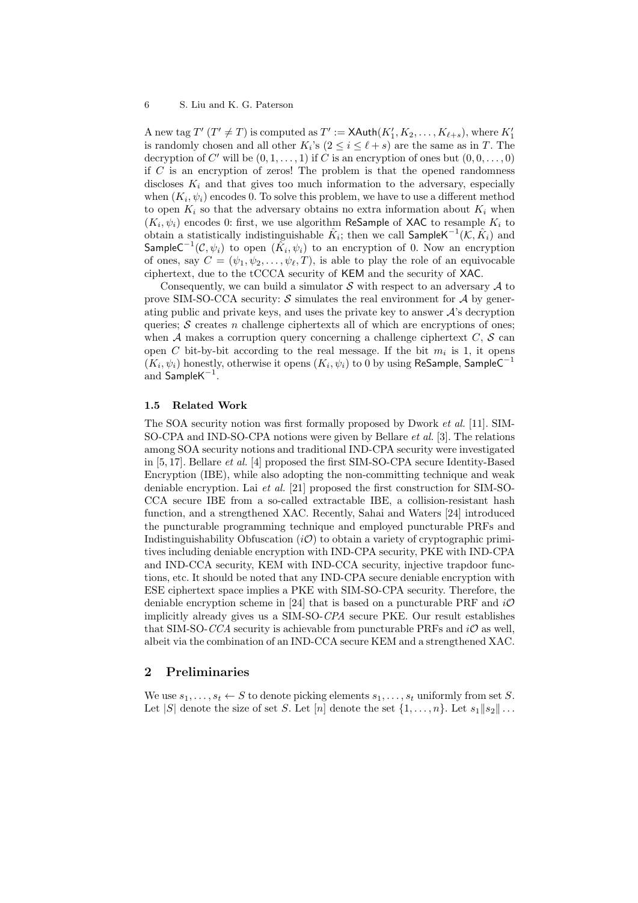A new tag $T'$ ($T' \neq T$) is computed as $T' := \mathsf{XAuth}(K_1', K_2, \ldots, K_{\ell+s})$, where $K_1'$ is randomly chosen and all other $K_i$'s ($2 \leq i \leq \ell + s$) are the same as in $T$. The decryption of $C'$ will be $(0, 1, \ldots, 1)$ if $C$ is an encryption of ones but $(0, 0, \ldots, 0)$ if $C$ is an encryption of zeros! The problem is that the opened randomness discloses $K_i$ and that gives too much information to the adversary, especially when $(K_i, \psi_i)$ encodes 0. To solve this problem, we have to use a different method to open $K_i$ so that the adversary obtains no extra information about $K_i$ when $(K_i, \psi_i)$ encodes 0: first, we use algorithm $\mathsf{ReSample}$ of $\mathsf{XAC}$ to resample $K_i$ to obtain a statistically indistinguishable $\hat{K}_i$; then we call $\mathsf{SampleK}^{-1}(\mathcal{K}, \hat{K}_i)$ and $\mathsf{SampleC}^{-1}(\mathcal{C}, \psi_i)$ to open $(\hat{K}_i, \psi_i)$ to an encryption of 0. Now an encryption of ones, say $C = (\psi_1, \psi_2, \ldots, \psi_\ell, T)$, is able to play the role of an equivocable ciphertext, due to the tCCCA security of $\mathsf{KEM}$ and the security of $\mathsf{XAC}$.

Consequently, we can build a simulator $\mathcal{S}$ with respect to an adversary $\mathcal{A}$ to prove SIM-SO-CCA security: $\mathcal{S}$ simulates the real environment for $\mathcal{A}$ by generating public and private keys, and uses the private key to answer $\mathcal{A}$'s decryption queries; $\mathcal{S}$ creates $n$ challenge ciphertexts all of which are encryptions of ones; when $\mathcal{A}$ makes a corruption query concerning a challenge ciphertext $C$, $\mathcal{S}$ can open $C$ bit-by-bit according to the real message. If the bit $m_i$ is 1, it opens $(K_i, \psi_i)$ honestly, otherwise it opens $(K_i, \psi_i)$ to 0 by using $\mathsf{ReSample}$, $\mathsf{SampleC}^{-1}$ and $\mathsf{SampleK}^{-1}$.

### 1.5 Related Work

The SOA security notion was first formally proposed by Dwork *et al.* [11]. SIM-SO-CPA and IND-SO-CPA notions were given by Bellare *et al.* [3]. The relations among SOA security notions and traditional IND-CPA security were investigated in [5, 17]. Bellare *et al.* [4] proposed the first SIM-SO-CPA secure Identity-Based Encryption (IBE), while also adopting the non-committing technique and weak deniable encryption. Lai *et al.* [21] proposed the first construction for SIM-SO-CCA secure IBE from a so-called extractable IBE, a collision-resistant hash function, and a strengthened XAC. Recently, Sahai and Waters [24] introduced the puncturable programming technique and employed puncturable PRFs and Indistinguishability Obfuscation ($i\mathcal{O}$) to obtain a variety of cryptographic primitives including deniable encryption with IND-CPA security, PKE with IND-CPA and IND-CCA security, KEM with IND-CCA security, injective trapdoor functions, etc. It should be noted that any IND-CPA secure deniable encryption with ESE ciphertext space implies a PKE with SIM-SO-CPA security. Therefore, the deniable encryption scheme in [24] that is based on a puncturable PRF and $i\mathcal{O}$ implicitly already gives us a SIM-SO-*CPA* secure PKE. Our result establishes that SIM-SO-*CCA* security is achievable from puncturable PRFs and $i\mathcal{O}$ as well, albeit via the combination of an IND-CCA secure KEM and a strengthened XAC.

## 2 Preliminaries

We use $s_1, \ldots, s_t \leftarrow S$ to denote picking elements $s_1, \ldots, s_t$ uniformly from set $S$. Let $|S|$ denote the size of set $S$. Let $[n]$ denote the set $\{1, \ldots, n\}$. Let $s_1 \| s_2 \| \ldots$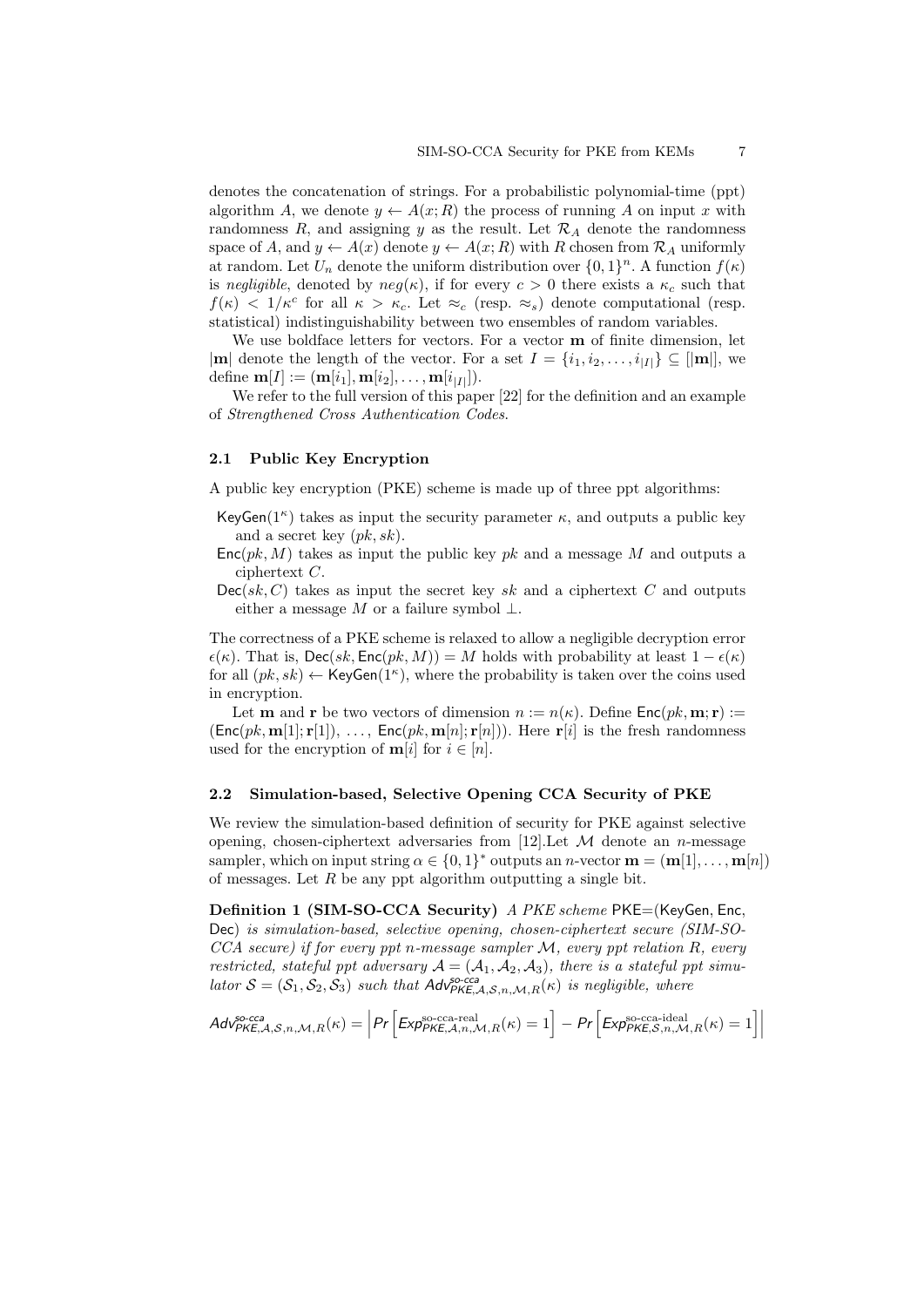denotes the concatenation of strings. For a probabilistic polynomial-time (ppt) algorithm $A$, we denote $y \leftarrow A(x; R)$ the process of running $A$ on input $x$ with randomness $R$, and assigning $y$ as the result. Let $\mathcal{R}_A$ denote the randomness space of $A$, and $y \leftarrow A(x)$ denote $y \leftarrow A(x; R)$ with $R$ chosen from $\mathcal{R}_A$ uniformly at random. Let $U_n$ denote the uniform distribution over $\{0,1\}^n$. A function $f(\kappa)$ is *negligible*, denoted by $neg(\kappa)$, if for every $c > 0$ there exists a $\kappa_c$ such that $f(\kappa) < 1/\kappa^c$ for all $\kappa > \kappa_c$. Let $\approx_c$ (resp. $\approx_s$) denote computational (resp. statistical) indistinguishability between two ensembles of random variables.

We use boldface letters for vectors. For a vector $\mathbf{m}$ of finite dimension, let $|\mathbf{m}|$ denote the length of the vector. For a set $I = \{i_1, i_2, \ldots, i_{|I|}\} \subseteq [|\mathbf{m}|]$, we define $\mathbf{m}[I] := (\mathbf{m}[i_1], \mathbf{m}[i_2], \ldots, \mathbf{m}[i_{|I|}])$.

We refer to the full version of this paper [22] for the definition and an example of *Strengthened Cross Authentication Codes*.

### 2.1 Public Key Encryption

A public key encryption (PKE) scheme is made up of three ppt algorithms:

- $\mathsf{KeyGen}(1^\kappa)$ takes as input the security parameter $\kappa$, and outputs a public key and a secret key $(pk, sk)$.
- $\mathsf{Enc}(pk, M)$ takes as input the public key $pk$ and a message $M$ and outputs a ciphertext $C$.
- $\mathsf{Dec}(sk, C)$ takes as input the secret key $sk$ and a ciphertext $C$ and outputs either a message $M$ or a failure symbol $\perp$.

The correctness of a PKE scheme is relaxed to allow a negligible decryption error $\epsilon(\kappa)$. That is, $\mathsf{Dec}(sk, \mathsf{Enc}(pk, M)) = M$ holds with probability at least $1 - \epsilon(\kappa)$ for all $(pk, sk) \leftarrow \mathsf{KeyGen}(1^\kappa)$, where the probability is taken over the coins used in encryption.

Let $\mathbf{m}$ and $\mathbf{r}$ be two vectors of dimension $n := n(\kappa)$. Define $\mathsf{Enc}(pk, \mathbf{m}; \mathbf{r}) := (\mathsf{Enc}(pk, \mathbf{m}[1]; \mathbf{r}[1]), \ldots, \mathsf{Enc}(pk, \mathbf{m}[n]; \mathbf{r}[n]))$. Here $\mathbf{r}[i]$ is the fresh randomness used for the encryption of $\mathbf{m}[i]$ for $i \in [n]$.

### 2.2 Simulation-based, Selective Opening CCA Security of PKE

We review the simulation-based definition of security for PKE against selective opening, chosen-ciphertext adversaries from [12].Let $\mathcal{M}$ denote an $n$-message sampler, which on input string $\alpha \in \{0,1\}^*$ outputs an $n$-vector $\mathbf{m} = (\mathbf{m}[1], \ldots, \mathbf{m}[n])$ of messages. Let $R$ be any ppt algorithm outputting a single bit.

**Definition 1 (SIM-SO-CCA Security)** *A PKE scheme* PKE=(KeyGen, Enc, Dec) *is simulation-based, selective opening, chosen-ciphertext secure (SIM-SO-CCA secure) if for every ppt $n$-message sampler $\mathcal{M}$, every ppt relation $R$, every restricted, stateful ppt adversary $\mathcal{A} = (\mathcal{A}_1, \mathcal{A}_2, \mathcal{A}_3)$, there is a stateful ppt simulator $\mathcal{S} = (\mathcal{S}_1, \mathcal{S}_2, \mathcal{S}_3)$ such that $\mathsf{Adv}^{\text{so-cca}}_{\mathsf{PKE},\mathcal{A},\mathcal{S},n,\mathcal{M},R}(\kappa)$ is negligible, where*

$$\mathsf{Adv}^{\text{so-cca}}_{\mathsf{PKE},\mathcal{A},\mathcal{S},n,\mathcal{M},R}(\kappa) = \left| \Pr\left[\mathsf{Exp}^{\text{so-cca-real}}_{\mathsf{PKE},\mathcal{A},n,\mathcal{M},R}(\kappa) = 1\right] - \Pr\left[\mathsf{Exp}^{\text{so-cca-ideal}}_{\mathsf{PKE},\mathcal{S},n,\mathcal{M},R}(\kappa) = 1\right] \right|$$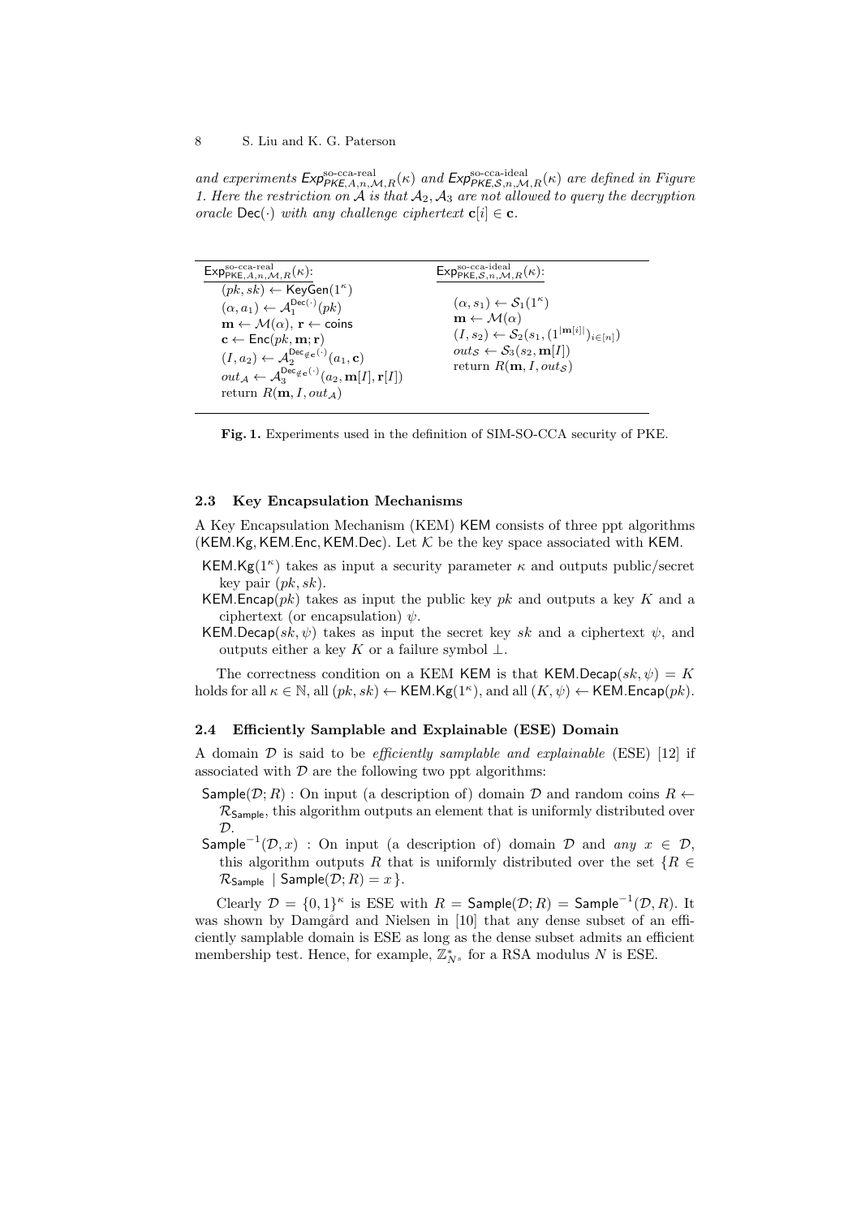*and experiments* $\mathsf{Exp}^{\text{so-cca-real}}_{\mathsf{PKE},A,n,\mathcal{M},R}(\kappa)$ *and* $\mathsf{Exp}^{\text{so-cca-ideal}}_{\mathsf{PKE},\mathcal{S},n,\mathcal{M},R}(\kappa)$ *are defined in Figure 1. Here the restriction on* $\mathcal{A}$ *is that* $\mathcal{A}_2, \mathcal{A}_3$ *are not allowed to query the decryption oracle* $\mathsf{Dec}(\cdot)$ *with any challenge ciphertext* $\mathbf{c}[i] \in \mathbf{c}$.

| $\mathsf{Exp}^{\text{so-cca-real}}_{\mathsf{PKE},A,n,\mathcal{M},R}(\kappa)$: | $\mathsf{Exp}^{\text{so-cca-ideal}}_{\mathsf{PKE},\mathcal{S},n,\mathcal{M},R}(\kappa)$: |
|---|---|
| $(pk, sk) \leftarrow \mathsf{KeyGen}(1^\kappa)$ | |
| $(\alpha, a_1) \leftarrow \mathcal{A}_1^{\mathsf{Dec}(\cdot)}(pk)$ | $(\alpha, s_1) \leftarrow \mathcal{S}_1(1^\kappa)$ |
| $\mathbf{m} \leftarrow \mathcal{M}(\alpha)$, $\mathbf{r} \leftarrow \mathsf{coins}$ | $\mathbf{m} \leftarrow \mathcal{M}(\alpha)$ |
| $\mathbf{c} \leftarrow \mathsf{Enc}(pk, \mathbf{m}; \mathbf{r})$ | $(I, s_2) \leftarrow \mathcal{S}_2(s_1, (1^{\lvert\mathbf{m}[i]\rvert})_{i\in[n]})$ |
| $(I, a_2) \leftarrow \mathcal{A}_2^{\mathsf{Dec}_{\notin \mathbf{c}}(\cdot)}(a_1, \mathbf{c})$ | $out_{\mathcal{S}} \leftarrow \mathcal{S}_3(s_2, \mathbf{m}[I])$ |
| $out_{\mathcal{A}} \leftarrow \mathcal{A}_3^{\mathsf{Dec}_{\notin \mathbf{c}}(\cdot)}(a_2, \mathbf{m}[I], \mathbf{r}[I])$ | return $R(\mathbf{m}, I, out_{\mathcal{S}})$ |
| return $R(\mathbf{m}, I, out_{\mathcal{A}})$ | |

**Fig. 1.** Experiments used in the definition of SIM-SO-CCA security of PKE.

### 2.3 Key Encapsulation Mechanisms

A Key Encapsulation Mechanism (KEM) $\mathsf{KEM}$ consists of three ppt algorithms ($\mathsf{KEM.Kg}, \mathsf{KEM.Enc}, \mathsf{KEM.Dec}$). Let $\mathcal{K}$ be the key space associated with $\mathsf{KEM}$.

- $\mathsf{KEM.Kg}(1^\kappa)$ takes as input a security parameter $\kappa$ and outputs public/secret key pair $(pk, sk)$.
- $\mathsf{KEM.Encap}(pk)$ takes as input the public key $pk$ and outputs a key $K$ and a ciphertext (or encapsulation) $\psi$.
- $\mathsf{KEM.Decap}(sk, \psi)$ takes as input the secret key $sk$ and a ciphertext $\psi$, and outputs either a key $K$ or a failure symbol $\perp$.

The correctness condition on a KEM $\mathsf{KEM}$ is that $\mathsf{KEM.Decap}(sk, \psi) = K$ holds for all $\kappa \in \mathbb{N}$, all $(pk, sk) \leftarrow \mathsf{KEM.Kg}(1^\kappa)$, and all $(K, \psi) \leftarrow \mathsf{KEM.Encap}(pk)$.

### 2.4 Efficiently Samplable and Explainable (ESE) Domain

A domain $\mathcal{D}$ is said to be *efficiently samplable and explainable* (ESE) [12] if associated with $\mathcal{D}$ are the following two ppt algorithms:

- $\mathsf{Sample}(\mathcal{D}; R)$ : On input (a description of) domain $\mathcal{D}$ and random coins $R \leftarrow \mathcal{R}_{\mathsf{Sample}}$, this algorithm outputs an element that is uniformly distributed over $\mathcal{D}$.
- $\mathsf{Sample}^{-1}(\mathcal{D}, x)$ : On input (a description of) domain $\mathcal{D}$ and *any* $x \in \mathcal{D}$, this algorithm outputs $R$ that is uniformly distributed over the set $\{R \in \mathcal{R}_{\mathsf{Sample}} \mid \mathsf{Sample}(\mathcal{D}; R) = x\}$.

Clearly $\mathcal{D} = \{0,1\}^\kappa$ is ESE with $R = \mathsf{Sample}(\mathcal{D}; R) = \mathsf{Sample}^{-1}(\mathcal{D}, R)$. It was shown by Damgård and Nielsen in [10] that any dense subset of an efficiently samplable domain is ESE as long as the dense subset admits an efficient membership test. Hence, for example, $\mathbb{Z}^*_{N^s}$ for a RSA modulus $N$ is ESE.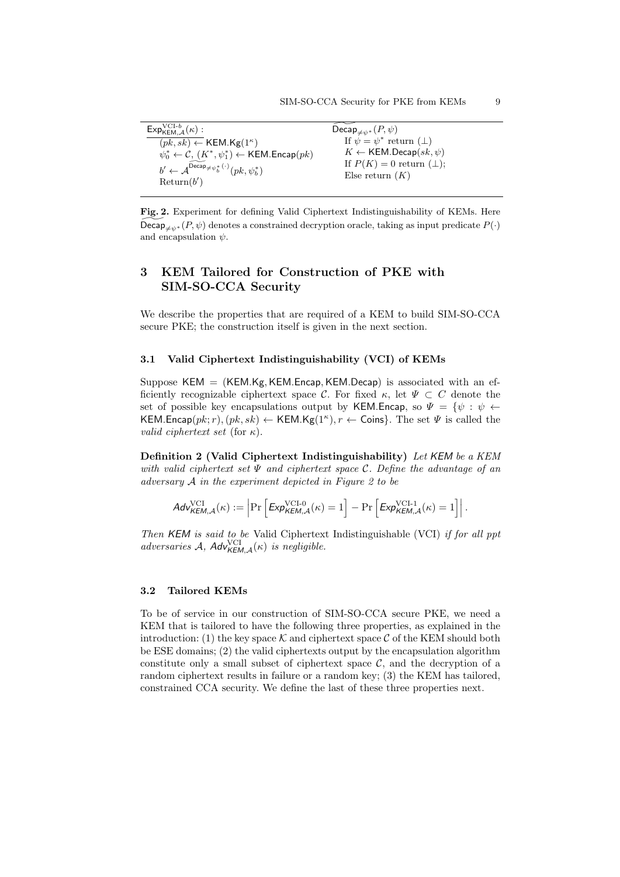| $\mathsf{Exp}^{\mathrm{VCI}\text{-}b}_{\mathsf{KEM},\mathcal{A}}(\kappa)$ : | $\widetilde{\mathsf{Decap}}_{\neq\psi^*}(P,\psi)$ |
| --- | --- |
| $(pk, sk) \leftarrow \mathsf{KEM.Kg}(1^\kappa)$ | If $\psi = \psi^*$ return $(\bot)$ |
| $\psi_0^* \leftarrow \mathcal{C}$, $(K^*, \psi_1^*) \leftarrow \mathsf{KEM.Encap}(pk)$ | $K \leftarrow \mathsf{KEM.Decap}(sk, \psi)$ |
| $b' \leftarrow \mathcal{A}^{\widetilde{\mathsf{Decap}}_{\neq\psi_b^*}(\cdot)}(pk, \psi_b^*)$ | If $P(K) = 0$ return $(\bot)$; |
| $\mathrm{Return}(b')$ | Else return $(K)$ |

**Fig. 2.** Experiment for defining Valid Ciphertext Indistinguishability of KEMs. Here $\widetilde{\mathsf{Decap}}_{\neq\psi^*}(P,\psi)$ denotes a constrained decryption oracle, taking as input predicate $P(\cdot)$ and encapsulation $\psi$.

## 3 KEM Tailored for Construction of PKE with SIM-SO-CCA Security

We describe the properties that are required of a KEM to build SIM-SO-CCA secure PKE; the construction itself is given in the next section.

### 3.1 Valid Ciphertext Indistinguishability (VCI) of KEMs

Suppose $\mathsf{KEM} = (\mathsf{KEM.Kg}, \mathsf{KEM.Encap}, \mathsf{KEM.Decap})$ is associated with an efficiently recognizable ciphertext space $\mathcal{C}$. For fixed $\kappa$, let $\Psi \subset C$ denote the set of possible key encapsulations output by $\mathsf{KEM.Encap}$, so $\Psi = \{\psi : \psi \leftarrow \mathsf{KEM.Encap}(pk; r), (pk, sk) \leftarrow \mathsf{KEM.Kg}(1^\kappa), r \leftarrow \mathsf{Coins}\}$. The set $\Psi$ is called the *valid ciphertext set* (for $\kappa$).

**Definition 2 (Valid Ciphertext Indistinguishability)** *Let $\mathsf{KEM}$ be a KEM with valid ciphertext set $\Psi$ and ciphertext space $\mathcal{C}$. Define the advantage of an adversary $\mathcal{A}$ in the experiment depicted in Figure 2 to be*

$$\mathsf{Adv}^{\mathrm{VCI}}_{\mathsf{KEM},\mathcal{A}}(\kappa) := \left|\Pr\left[\mathsf{Exp}^{\mathrm{VCI}\text{-}0}_{\mathsf{KEM},\mathcal{A}}(\kappa) = 1\right] - \Pr\left[\mathsf{Exp}^{\mathrm{VCI}\text{-}1}_{\mathsf{KEM},\mathcal{A}}(\kappa) = 1\right]\right|.$$

*Then $\mathsf{KEM}$ is said to be* Valid Ciphertext Indistinguishable (VCI) *if for all ppt adversaries $\mathcal{A}$, $\mathsf{Adv}^{\mathrm{VCI}}_{\mathsf{KEM},\mathcal{A}}(\kappa)$ is negligible.*

### 3.2 Tailored KEMs

To be of service in our construction of SIM-SO-CCA secure PKE, we need a KEM that is tailored to have the following three properties, as explained in the introduction: (1) the key space $\mathcal{K}$ and ciphertext space $\mathcal{C}$ of the KEM should both be ESE domains; (2) the valid ciphertexts output by the encapsulation algorithm constitute only a small subset of ciphertext space $\mathcal{C}$, and the decryption of a random ciphertext results in failure or a random key; (3) the KEM has tailored, constrained CCA security. We define the last of these three properties next.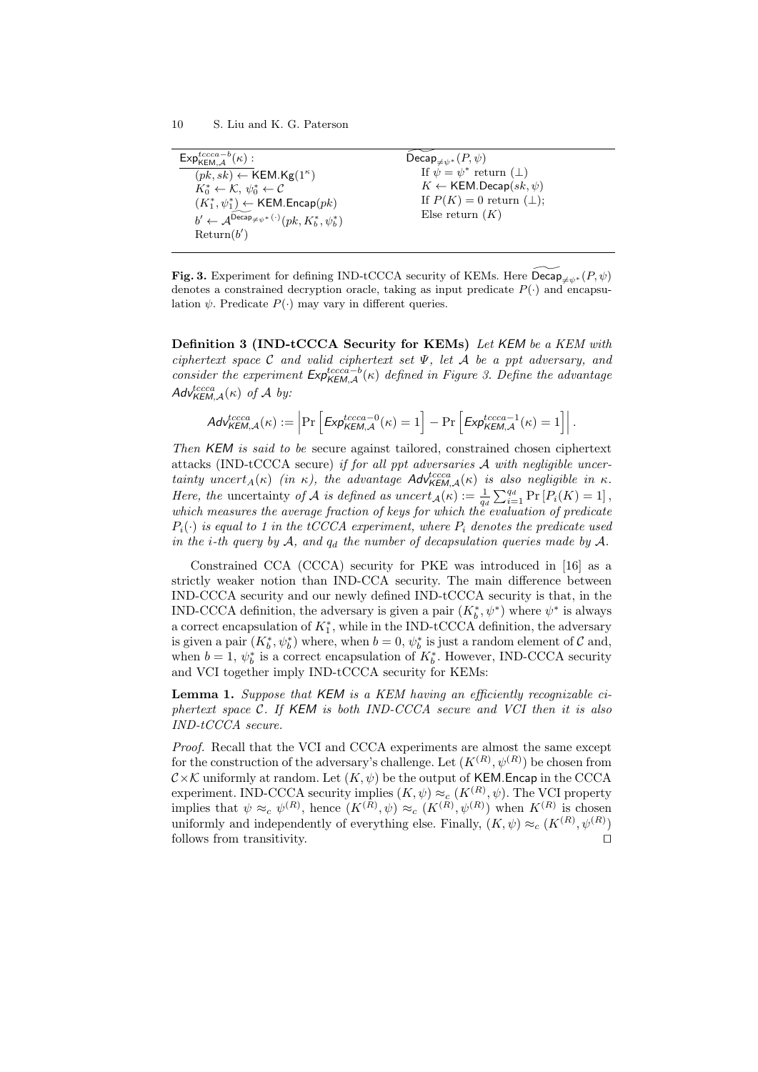| $\mathsf{Exp}^{tccca-b}_{\mathsf{KEM},\mathcal{A}}(\kappa)$ : | $\widetilde{\mathsf{Decap}}_{\neq\psi^*}(P,\psi)$ |
| --- | --- |
| $(pk, sk) \leftarrow \mathsf{KEM.Kg}(1^\kappa)$ | If $\psi = \psi^*$ return $(\bot)$ |
| $K_0^* \leftarrow \mathcal{K},\ \psi_0^* \leftarrow \mathcal{C}$ | $K \leftarrow \mathsf{KEM.Decap}(sk, \psi)$ |
| $(K_1^*, \psi_1^*) \leftarrow \mathsf{KEM.Encap}(pk)$ | If $P(K) = 0$ return $(\bot)$; |
| $b' \leftarrow \mathcal{A}^{\widetilde{\mathsf{Decap}}_{\neq\psi^*}(\cdot)}(pk, K_b^*, \psi_b^*)$ | Else return $(K)$ |
| Return$(b')$ | |

**Fig. 3.** Experiment for defining IND-tCCCA security of KEMs. Here $\widetilde{\mathsf{Decap}}_{\neq\psi^*}(P,\psi)$ denotes a constrained decryption oracle, taking as input predicate $P(\cdot)$ and encapsulation $\psi$. Predicate $P(\cdot)$ may vary in different queries.

**Definition 3 (IND-tCCCA Security for KEMs)** *Let $\mathsf{KEM}$ be a KEM with ciphertext space $\mathcal{C}$ and valid ciphertext set $\Psi$, let $\mathcal{A}$ be a ppt adversary, and consider the experiment $\mathsf{Exp}^{tccca-b}_{\mathsf{KEM},\mathcal{A}}(\kappa)$ defined in Figure 3. Define the advantage $\mathsf{Adv}^{tccca}_{\mathsf{KEM},\mathcal{A}}(\kappa)$ of $\mathcal{A}$ by:*

$$\mathsf{Adv}^{tccca}_{\mathsf{KEM},\mathcal{A}}(\kappa) := \left|\Pr\left[\mathsf{Exp}^{tccca-0}_{\mathsf{KEM},\mathcal{A}}(\kappa)=1\right] - \Pr\left[\mathsf{Exp}^{tccca-1}_{\mathsf{KEM},\mathcal{A}}(\kappa)=1\right]\right|.$$

*Then $\mathsf{KEM}$ is said to be* secure against tailored, constrained chosen ciphertext attacks (IND-tCCCA secure) *if for all ppt adversaries $\mathcal{A}$ with negligible uncertainty $uncert_A(\kappa)$ (in $\kappa$), the advantage $\mathsf{Adv}^{tccca}_{\mathsf{KEM},\mathcal{A}}(\kappa)$ is also negligible in $\kappa$. Here, the* uncertainty *of $\mathcal{A}$ is defined as $uncert_{\mathcal{A}}(\kappa) := \frac{1}{q_d}\sum_{i=1}^{q_d}\Pr[P_i(K)=1]$, which measures the average fraction of keys for which the evaluation of predicate $P_i(\cdot)$ is equal to 1 in the tCCCA experiment, where $P_i$ denotes the predicate used in the i-th query by $\mathcal{A}$, and $q_d$ the number of decapsulation queries made by $\mathcal{A}$.*

Constrained CCA (CCCA) security for PKE was introduced in [16] as a strictly weaker notion than IND-CCA security. The main difference between IND-CCCA security and our newly defined IND-tCCCA security is that, in the IND-CCCA definition, the adversary is given a pair $(K_b^*, \psi^*)$ where $\psi^*$ is always a correct encapsulation of $K_1^*$, while in the IND-tCCCA definition, the adversary is given a pair $(K_b^*, \psi_b^*)$ where, when $b = 0$, $\psi_b^*$ is just a random element of $\mathcal{C}$ and, when $b = 1$, $\psi_b^*$ is a correct encapsulation of $K_b^*$. However, IND-CCCA security and VCI together imply IND-tCCCA security for KEMs:

**Lemma 1.** *Suppose that $\mathsf{KEM}$ is a KEM having an efficiently recognizable ciphertext space $\mathcal{C}$. If $\mathsf{KEM}$ is both IND-CCCA secure and VCI then it is also IND-tCCCA secure.*

*Proof.* Recall that the VCI and CCCA experiments are almost the same except for the construction of the adversary's challenge. Let $(K^{(R)}, \psi^{(R)})$ be chosen from $\mathcal{C}\times\mathcal{K}$ uniformly at random. Let $(K, \psi)$ be the output of $\mathsf{KEM.Encap}$ in the CCCA experiment. IND-CCCA security implies $(K, \psi) \approx_c (K^{(R)}, \psi)$. The VCI property implies that $\psi \approx_c \psi^{(R)}$, hence $(K^{(R)}, \psi) \approx_c (K^{(R)}, \psi^{(R)})$ when $K^{(R)}$ is chosen uniformly and independently of everything else. Finally, $(K, \psi) \approx_c (K^{(R)}, \psi^{(R)})$ follows from transitivity. $\square$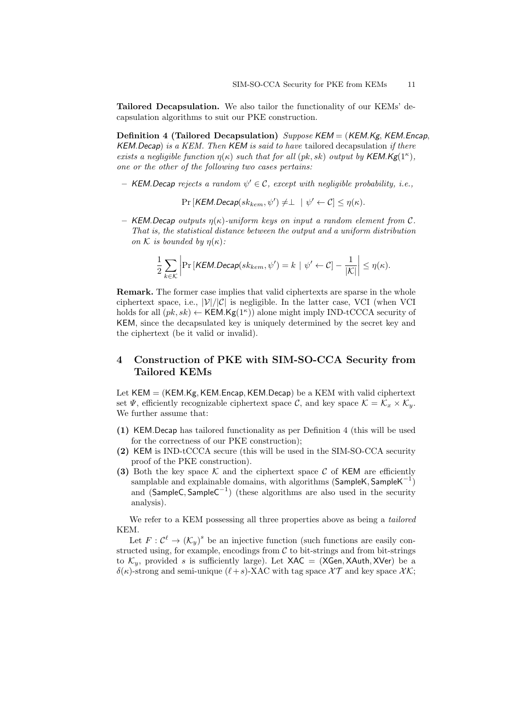**Tailored Decapsulation.** We also tailor the functionality of our KEMs' decapsulation algorithms to suit our PKE construction.

**Definition 4 (Tailored Decapsulation)** *Suppose* $\mathsf{KEM} = (\mathsf{KEM.Kg}, \mathsf{KEM.Encap}, \mathsf{KEM.Decap})$ *is a KEM. Then* $\mathsf{KEM}$ *is said to have* tailored decapsulation *if there exists a negligible function* $\eta(\kappa)$ *such that for all* $(pk, sk)$ *output by* $\mathsf{KEM.Kg}(1^\kappa)$*, one or the other of the following two cases pertains:*

- $\mathsf{KEM.Decap}$ *rejects a random* $\psi' \in \mathcal{C}$*, except with negligible probability, i.e.,*

$$\Pr\left[\mathsf{KEM.Decap}(sk_{kem}, \psi') \neq \perp \ \mid \psi' \leftarrow \mathcal{C}\right] \leq \eta(\kappa).$$

- $\mathsf{KEM.Decap}$ *outputs* $\eta(\kappa)$*-uniform keys on input a random element from* $\mathcal{C}$*. That is, the statistical distance between the output and a uniform distribution on* $\mathcal{K}$ *is bounded by* $\eta(\kappa)$*:*

$$\frac{1}{2}\sum_{k\in\mathcal{K}}\left|\Pr\left[\mathsf{KEM.Decap}(sk_{kem}, \psi') = k \mid \psi' \leftarrow \mathcal{C}\right] - \frac{1}{|\mathcal{K}|}\right| \leq \eta(\kappa).$$

**Remark.** The former case implies that valid ciphertexts are sparse in the whole ciphertext space, i.e., $|\mathcal{V}|/|\mathcal{C}|$ is negligible. In the latter case, VCI (when VCI holds for all $(pk, sk) \leftarrow \mathsf{KEM.Kg}(1^\kappa)$) alone might imply IND-tCCCA security of KEM, since the decapsulated key is uniquely determined by the secret key and the ciphertext (be it valid or invalid).

## 4 Construction of PKE with SIM-SO-CCA Security from Tailored KEMs

Let $\mathsf{KEM} = (\mathsf{KEM.Kg}, \mathsf{KEM.Encap}, \mathsf{KEM.Decap})$ be a KEM with valid ciphertext set $\Psi$, efficiently recognizable ciphertext space $\mathcal{C}$, and key space $\mathcal{K} = \mathcal{K}_x \times \mathcal{K}_y$. We further assume that:

**(1)** KEM.Decap has tailored functionality as per Definition 4 (this will be used for the correctness of our PKE construction);

**(2)** KEM is IND-tCCCA secure (this will be used in the SIM-SO-CCA security proof of the PKE construction).

**(3)** Both the key space $\mathcal{K}$ and the ciphertext space $\mathcal{C}$ of KEM are efficiently samplable and explainable domains, with algorithms $(\mathsf{SampleK}, \mathsf{SampleK}^{-1})$ and $(\mathsf{SampleC}, \mathsf{SampleC}^{-1})$ (these algorithms are also used in the security analysis).

We refer to a KEM possessing all three properties above as being a *tailored* KEM.

Let $F : \mathcal{C}^\ell \rightarrow (\mathcal{K}_y)^s$ be an injective function (such functions are easily constructed using, for example, encodings from $\mathcal{C}$ to bit-strings and from bit-strings to $\mathcal{K}_y$, provided $s$ is sufficiently large). Let $\mathsf{XAC} = (\mathsf{XGen}, \mathsf{XAuth}, \mathsf{XVer})$ be a $\delta(\kappa)$-strong and semi-unique $(\ell + s)$-XAC with tag space $\mathcal{XT}$ and key space $\mathcal{XK}$;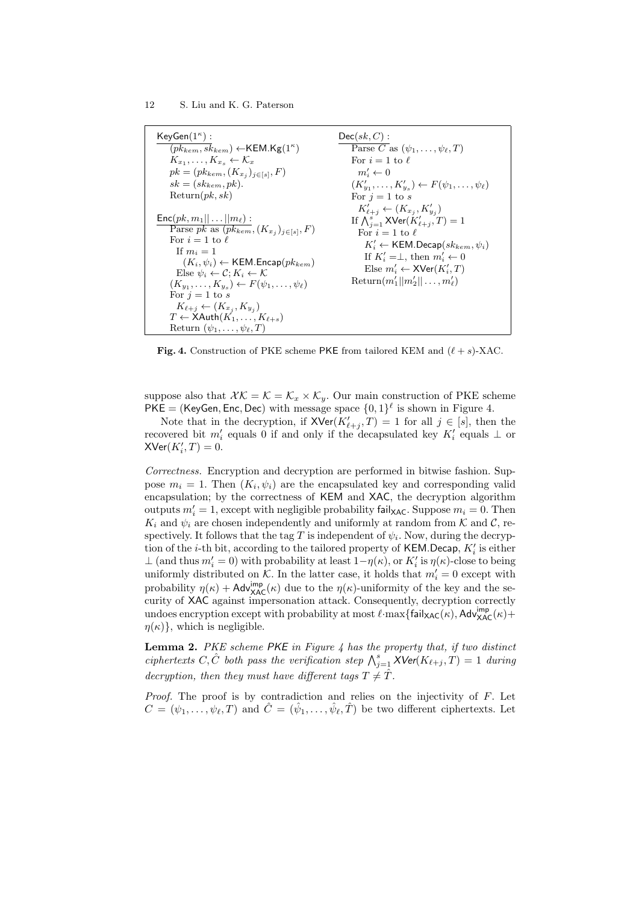```
KeyGen(1^κ):
  (pk_kem, sk_kem) ← KEM.Kg(1^κ)
  K_{x_1}, ..., K_{x_s} ← K_x
  pk = (pk_kem, (K_{x_j})_{j∈[s]}, F)
  sk = (sk_kem, pk).
  Return(pk, sk)

Enc(pk, m_1||...||m_ℓ):
  Parse pk as (pk_kem, (K_{x_j})_{j∈[s]}, F)
  For i = 1 to ℓ
    If m_i = 1
      (K_i, ψ_i) ← KEM.Encap(pk_kem)
    Else ψ_i ← C; K_i ← K
  (K_{y_1}, ..., K_{y_s}) ← F(ψ_1, ..., ψ_ℓ)
  For j = 1 to s
    K_{ℓ+j} ← (K_{x_j}, K_{y_j})
  T ← XAuth(K_1, ..., K_{ℓ+s})
  Return (ψ_1, ..., ψ_ℓ, T)

Dec(sk, C):
  Parse C as (ψ_1, ..., ψ_ℓ, T)
  For i = 1 to ℓ
    m'_i ← 0
  (K'_{y_1}, ..., K'_{y_s}) ← F(ψ_1, ..., ψ_ℓ)
  For j = 1 to s
    K'_{ℓ+j} ← (K_{x_j}, K'_{y_j})
  If ⋀_{j=1}^{s} XVer(K'_{ℓ+j}, T) = 1
    For i = 1 to ℓ
      K'_i ← KEM.Decap(sk_kem, ψ_i)
      If K'_i = ⊥, then m'_i ← 0
      Else m'_i ← XVer(K'_i, T)
  Return(m'_1||m'_2||...,m'_ℓ)
```

**Fig. 4.** Construction of PKE scheme PKE from tailored KEM and $(\ell+s)$-XAC.

suppose also that $\mathcal{XK} = \mathcal{K} = \mathcal{K}_x \times \mathcal{K}_y$. Our main construction of PKE scheme $\mathsf{PKE} = (\mathsf{KeyGen}, \mathsf{Enc}, \mathsf{Dec})$ with message space $\{0,1\}^\ell$ is shown in Figure 4.

Note that in the decryption, if $\mathsf{XVer}(K'_{\ell+j}, T) = 1$ for all $j \in [s]$, then the recovered bit $m'_i$ equals 0 if and only if the decapsulated key $K'_i$ equals $\perp$ or $\mathsf{XVer}(K'_i, T) = 0$.

*Correctness.* Encryption and decryption are performed in bitwise fashion. Suppose $m_i = 1$. Then $(K_i, \psi_i)$ are the encapsulated key and corresponding valid encapsulation; by the correctness of $\mathsf{KEM}$ and $\mathsf{XAC}$, the decryption algorithm outputs $m'_i = 1$, except with negligible probability $\mathsf{fail}_{\mathsf{XAC}}$. Suppose $m_i = 0$. Then $K_i$ and $\psi_i$ are chosen independently and uniformly at random from $\mathcal{K}$ and $\mathcal{C}$, respectively. It follows that the tag $T$ is independent of $\psi_i$. Now, during the decryption of the $i$-th bit, according to the tailored property of $\mathsf{KEM.Decap}$, $K'_i$ is either $\perp$ (and thus $m'_i = 0$) with probability at least $1-\eta(\kappa)$, or $K'_i$ is $\eta(\kappa)$-close to being uniformly distributed on $\mathcal{K}$. In the latter case, it holds that $m'_i = 0$ except with probability $\eta(\kappa) + \mathsf{Adv}^{\mathsf{imp}}_{\mathsf{XAC}}(\kappa)$ due to the $\eta(\kappa)$-uniformity of the key and the security of $\mathsf{XAC}$ against impersonation attack. Consequently, decryption correctly undoes encryption except with probability at most $\ell \cdot \max\{\mathsf{fail}_{\mathsf{XAC}}(\kappa), \mathsf{Adv}^{\mathsf{imp}}_{\mathsf{XAC}}(\kappa) + \eta(\kappa)\}$, which is negligible.

**Lemma 2.** *PKE scheme PKE in Figure 4 has the property that, if two distinct ciphertexts $C, \hat{C}$ both pass the verification step $\bigwedge_{j=1}^{s} \mathsf{XVer}(K_{\ell+j}, T) = 1$ during decryption, then they must have different tags $T \neq \hat{T}$.*

*Proof.* The proof is by contradiction and relies on the injectivity of $F$. Let $C = (\psi_1, \ldots, \psi_\ell, T)$ and $\hat{C} = (\hat{\psi}_1, \ldots, \hat{\psi}_\ell, \hat{T})$ be two different ciphertexts. Let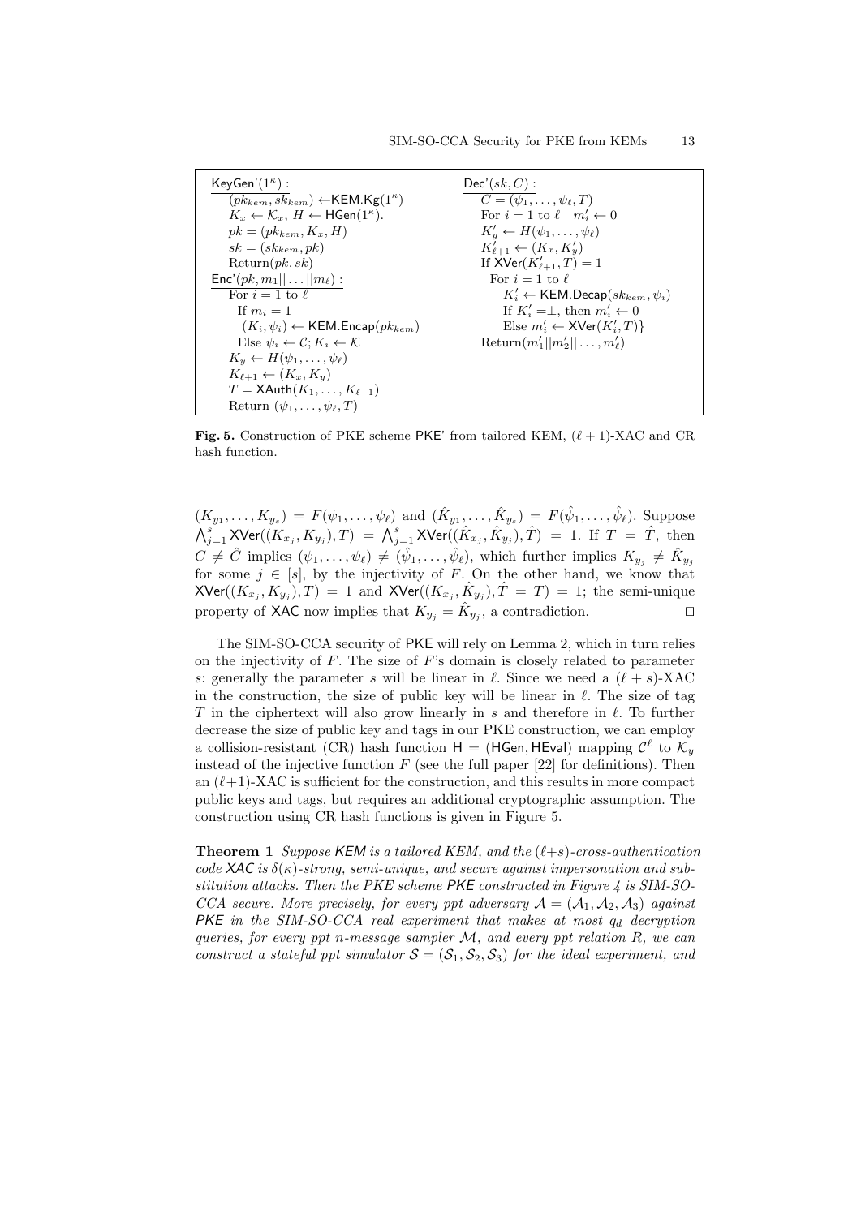```
KeyGen'(1^κ):
  (pk_kem, sk_kem) ← KEM.Kg(1^κ)
  K_x ← 𝒦_x, H ← HGen(1^κ).
  pk = (pk_kem, K_x, H)
  sk = (sk_kem, pk)
  Return(pk, sk)
Enc'(pk, m_1||...||m_ℓ):
  For i = 1 to ℓ
    If m_i = 1
      (K_i, ψ_i) ← KEM.Encap(pk_kem)
    Else ψ_i ← 𝒞; K_i ← 𝒦
  K_y ← H(ψ_1, ..., ψ_ℓ)
  K_{ℓ+1} ← (K_x, K_y)
  T = XAuth(K_1, ..., K_{ℓ+1})
  Return (ψ_1, ..., ψ_ℓ, T)

Dec'(sk, C):
  C = (ψ_1, ..., ψ_ℓ, T)
  For i = 1 to ℓ   m'_i ← 0
  K'_y ← H(ψ_1, ..., ψ_ℓ)
  K'_{ℓ+1} ← (K_x, K'_y)
  If XVer(K'_{ℓ+1}, T) = 1
    For i = 1 to ℓ
      K'_i ← KEM.Decap(sk_kem, ψ_i)
      If K'_i = ⊥, then m'_i ← 0
      Else m'_i ← XVer(K'_i, T)}
  Return(m'_1||m'_2||...,m'_ℓ)
```

**Fig. 5.** Construction of PKE scheme PKE' from tailored KEM, $(\ell+1)$-XAC and CR hash function.

$(K_{y_1}, \ldots, K_{y_s}) = F(\psi_1, \ldots, \psi_\ell)$ and $(\hat{K}_{y_1}, \ldots, \hat{K}_{y_s}) = F(\hat{\psi}_1, \ldots, \hat{\psi}_\ell)$. Suppose $\bigwedge_{j=1}^{s} \mathsf{XVer}((K_{x_j}, K_{y_j}), T) = \bigwedge_{j=1}^{s} \mathsf{XVer}((\hat{K}_{x_j}, \hat{K}_{y_j}), \hat{T}) = 1$. If $T = \hat{T}$, then $C \neq \hat{C}$ implies $(\psi_1, \ldots, \psi_\ell) \neq (\hat{\psi}_1, \ldots, \hat{\psi}_\ell)$, which further implies $K_{y_j} \neq \hat{K}_{y_j}$ for some $j \in [s]$, by the injectivity of $F$. On the other hand, we know that $\mathsf{XVer}((K_{x_j}, K_{y_j}), T) = 1$ and $\mathsf{XVer}((\hat{K}_{x_j}, \hat{K}_{y_j}), \hat{T} = T) = 1$; the semi-unique property of XAC now implies that $K_{y_j} = \hat{K}_{y_j}$, a contradiction. ⊓⊔

The SIM-SO-CCA security of PKE will rely on Lemma 2, which in turn relies on the injectivity of $F$. The size of $F$'s domain is closely related to parameter $s$: generally the parameter $s$ will be linear in $\ell$. Since we need a $(\ell+s)$-XAC in the construction, the size of public key will be linear in $\ell$. The size of tag $T$ in the ciphertext will also grow linearly in $s$ and therefore in $\ell$. To further decrease the size of public key and tags in our PKE construction, we can employ a collision-resistant (CR) hash function $\mathsf{H} = (\mathsf{HGen}, \mathsf{HEval})$ mapping $\mathcal{C}^\ell$ to $\mathcal{K}_y$ instead of the injective function $F$ (see the full paper [22] for definitions). Then an $(\ell+1)$-XAC is sufficient for the construction, and this results in more compact public keys and tags, but requires an additional cryptographic assumption. The construction using CR hash functions is given in Figure 5.

**Theorem 1** *Suppose KEM is a tailored KEM, and the $(\ell+s)$-cross-authentication code XAC is $\delta(\kappa)$-strong, semi-unique, and secure against impersonation and substitution attacks. Then the PKE scheme PKE constructed in Figure 4 is SIM-SO-CCA secure. More precisely, for every ppt adversary $\mathcal{A} = (\mathcal{A}_1, \mathcal{A}_2, \mathcal{A}_3)$ against PKE in the SIM-SO-CCA real experiment that makes at most $q_d$ decryption queries, for every ppt n-message sampler $\mathcal{M}$, and every ppt relation $R$, we can construct a stateful ppt simulator $\mathcal{S} = (\mathcal{S}_1, \mathcal{S}_2, \mathcal{S}_3)$ for the ideal experiment, and*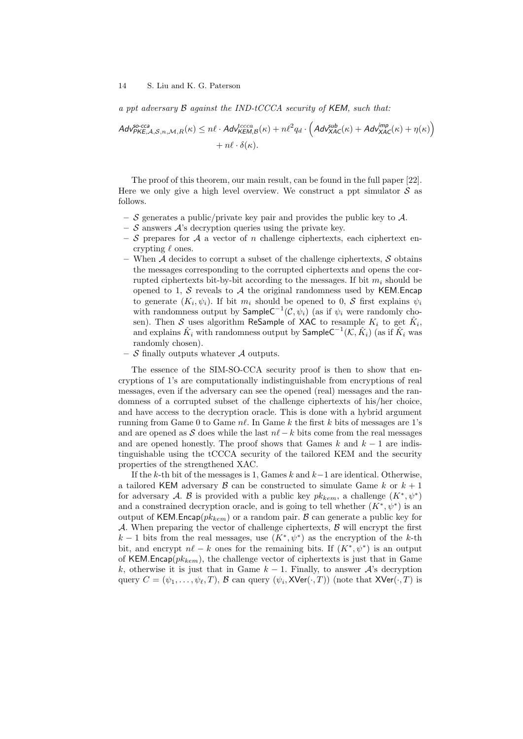*a ppt adversary $\mathcal{B}$ against the IND-tCCCA security of* $\mathsf{KEM}$*, such that:*

$$\mathsf{Adv}^{\textit{so-cca}}_{\mathsf{PKE},\mathcal{A},\mathcal{S},n,\mathcal{M},R}(\kappa) \leq n\ell \cdot \mathsf{Adv}^{\textit{tccca}}_{\mathsf{KEM},\mathcal{B}}(\kappa) + n\ell^2 q_d \cdot \left(\mathsf{Adv}^{\textit{sub}}_{\mathsf{XAC}}(\kappa) + \mathsf{Adv}^{\textit{imp}}_{\mathsf{XAC}}(\kappa) + \eta(\kappa)\right) + n\ell \cdot \delta(\kappa).$$

The proof of this theorem, our main result, can be found in the full paper [22]. Here we only give a high level overview. We construct a ppt simulator $\mathcal{S}$ as follows.

- $\mathcal{S}$ generates a public/private key pair and provides the public key to $\mathcal{A}$.
- $\mathcal{S}$ answers $\mathcal{A}$'s decryption queries using the private key.
- $\mathcal{S}$ prepares for $\mathcal{A}$ a vector of $n$ challenge ciphertexts, each ciphertext encrypting $\ell$ ones.
- When $\mathcal{A}$ decides to corrupt a subset of the challenge ciphertexts, $\mathcal{S}$ obtains the messages corresponding to the corrupted ciphertexts and opens the corrupted ciphertexts bit-by-bit according to the messages. If bit $m_i$ should be opened to 1, $\mathcal{S}$ reveals to $\mathcal{A}$ the original randomness used by $\mathsf{KEM}.\mathsf{Encap}$ to generate $(K_i, \psi_i)$. If bit $m_i$ should be opened to 0, $\mathcal{S}$ first explains $\psi_i$ with randomness output by $\mathsf{SampleC}^{-1}(\mathcal{C}, \psi_i)$ (as if $\psi_i$ were randomly chosen). Then $\mathcal{S}$ uses algorithm $\mathsf{ReSample}$ of $\mathsf{XAC}$ to resample $K_i$ to get $\hat{K}_i$, and explains $\hat{K}_i$ with randomness output by $\mathsf{SampleC}^{-1}(\mathcal{K}, \hat{K}_i)$ (as if $\hat{K}_i$ was randomly chosen).
- $\mathcal{S}$ finally outputs whatever $\mathcal{A}$ outputs.

The essence of the SIM-SO-CCA security proof is then to show that encryptions of 1's are computationally indistinguishable from encryptions of real messages, even if the adversary can see the opened (real) messages and the randomness of a corrupted subset of the challenge ciphertexts of his/her choice, and have access to the decryption oracle. This is done with a hybrid argument running from Game 0 to Game $n\ell$. In Game $k$ the first $k$ bits of messages are 1's and are opened as $\mathcal{S}$ does while the last $n\ell - k$ bits come from the real messages and are opened honestly. The proof shows that Games $k$ and $k-1$ are indistinguishable using the tCCCA security of the tailored KEM and the security properties of the strengthened XAC.

If the $k$-th bit of the messages is 1, Games $k$ and $k-1$ are identical. Otherwise, a tailored $\mathsf{KEM}$ adversary $\mathcal{B}$ can be constructed to simulate Game $k$ or $k+1$ for adversary $\mathcal{A}$. $\mathcal{B}$ is provided with a public key $pk_{kem}$, a challenge $(K^*, \psi^*)$ and a constrained decryption oracle, and is going to tell whether $(K^*, \psi^*)$ is an output of $\mathsf{KEM}.\mathsf{Encap}(pk_{kem})$ or a random pair. $\mathcal{B}$ can generate a public key for $\mathcal{A}$. When preparing the vector of challenge ciphertexts, $\mathcal{B}$ will encrypt the first $k-1$ bits from the real messages, use $(K^*, \psi^*)$ as the encryption of the $k$-th bit, and encrypt $n\ell - k$ ones for the remaining bits. If $(K^*, \psi^*)$ is an output of $\mathsf{KEM}.\mathsf{Encap}(pk_{kem})$, the challenge vector of ciphertexts is just that in Game $k$, otherwise it is just that in Game $k-1$. Finally, to answer $\mathcal{A}$'s decryption query $C = (\psi_1, \ldots, \psi_\ell, T)$, $\mathcal{B}$ can query $(\psi_i, \mathsf{XVer}(\cdot, T))$ (note that $\mathsf{XVer}(\cdot, T)$ is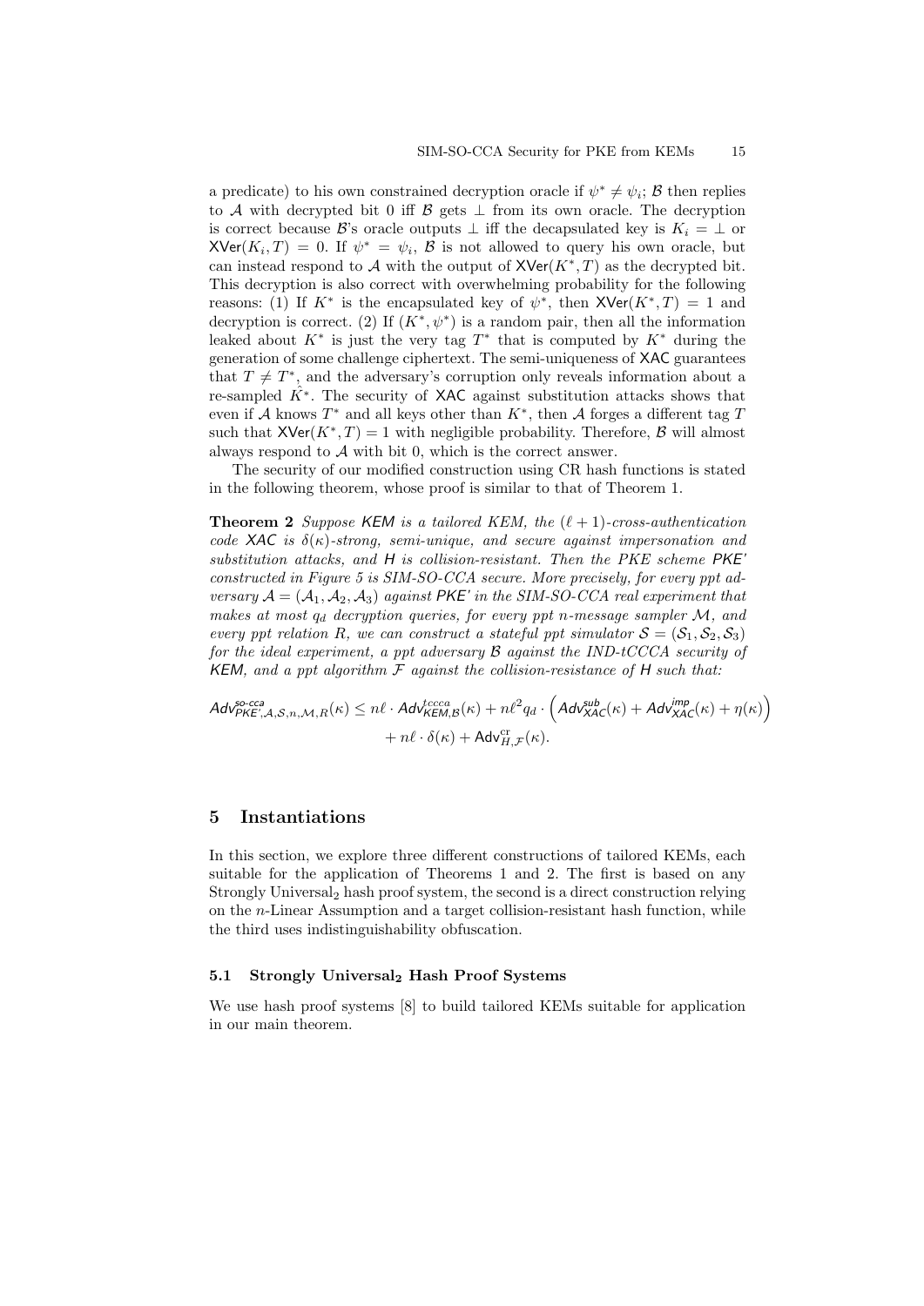a predicate) to his own constrained decryption oracle if $\psi^* \neq \psi_i$; $\mathcal{B}$ then replies to $\mathcal{A}$ with decrypted bit 0 iff $\mathcal{B}$ gets $\perp$ from its own oracle. The decryption is correct because $\mathcal{B}$'s oracle outputs $\perp$ iff the decapsulated key is $K_i = \perp$ or $\mathsf{XVer}(K_i, T) = 0$. If $\psi^* = \psi_i$, $\mathcal{B}$ is not allowed to query his own oracle, but can instead respond to $\mathcal{A}$ with the output of $\mathsf{XVer}(K^*, T)$ as the decrypted bit. This decryption is also correct with overwhelming probability for the following reasons: (1) If $K^*$ is the encapsulated key of $\psi^*$, then $\mathsf{XVer}(K^*, T) = 1$ and decryption is correct. (2) If $(K^*, \psi^*)$ is a random pair, then all the information leaked about $K^*$ is just the very tag $T^*$ that is computed by $K^*$ during the generation of some challenge ciphertext. The semi-uniqueness of $\mathsf{XAC}$ guarantees that $T \neq T^*$, and the adversary's corruption only reveals information about a re-sampled $\hat{K}^*$. The security of $\mathsf{XAC}$ against substitution attacks shows that even if $\mathcal{A}$ knows $T^*$ and all keys other than $K^*$, then $\mathcal{A}$ forges a different tag $T$ such that $\mathsf{XVer}(K^*, T) = 1$ with negligible probability. Therefore, $\mathcal{B}$ will almost always respond to $\mathcal{A}$ with bit 0, which is the correct answer.

The security of our modified construction using CR hash functions is stated in the following theorem, whose proof is similar to that of Theorem 1.

**Theorem 2** *Suppose* $\mathsf{KEM}$ *is a tailored KEM, the* $(\ell+1)$*-cross-authentication code* $\mathsf{XAC}$ *is* $\delta(\kappa)$*-strong, semi-unique, and secure against impersonation and substitution attacks, and* $\mathsf{H}$ *is collision-resistant. Then the PKE scheme* $\mathsf{PKE}'$ *constructed in Figure 5 is SIM-SO-CCA secure. More precisely, for every ppt adversary* $\mathcal{A} = (\mathcal{A}_1, \mathcal{A}_2, \mathcal{A}_3)$ *against* $\mathsf{PKE}'$ *in the SIM-SO-CCA real experiment that makes at most* $q_d$ *decryption queries, for every ppt* $n$*-message sampler* $\mathcal{M}$*, and every ppt relation* $R$*, we can construct a stateful ppt simulator* $\mathcal{S} = (\mathcal{S}_1, \mathcal{S}_2, \mathcal{S}_3)$ *for the ideal experiment, a ppt adversary* $\mathcal{B}$ *against the IND-tCCCA security of* $\mathsf{KEM}$*, and a ppt algorithm* $\mathcal{F}$ *against the collision-resistance of* $\mathsf{H}$ *such that:*

$$\mathsf{Adv}^{\mathsf{so\text{-}cca}}_{\mathsf{PKE}',\mathcal{A},\mathcal{S},n,\mathcal{M},R}(\kappa) \leq n\ell \cdot \mathsf{Adv}^{tccca}_{\mathsf{KEM},\mathcal{B}}(\kappa) + n\ell^2 q_d \cdot \left(\mathsf{Adv}^{\mathsf{sub}}_{\mathsf{XAC}}(\kappa) + \mathsf{Adv}^{\mathsf{imp}}_{\mathsf{XAC}}(\kappa) + \eta(\kappa)\right) + n\ell \cdot \delta(\kappa) + \mathsf{Adv}^{\mathrm{cr}}_{H,\mathcal{F}}(\kappa).$$

## 5 Instantiations

In this section, we explore three different constructions of tailored KEMs, each suitable for the application of Theorems 1 and 2. The first is based on any Strongly Universal$_2$ hash proof system, the second is a direct construction relying on the $n$-Linear Assumption and a target collision-resistant hash function, while the third uses indistinguishability obfuscation.

### 5.1 Strongly Universal$_2$ Hash Proof Systems

We use hash proof systems [8] to build tailored KEMs suitable for application in our main theorem.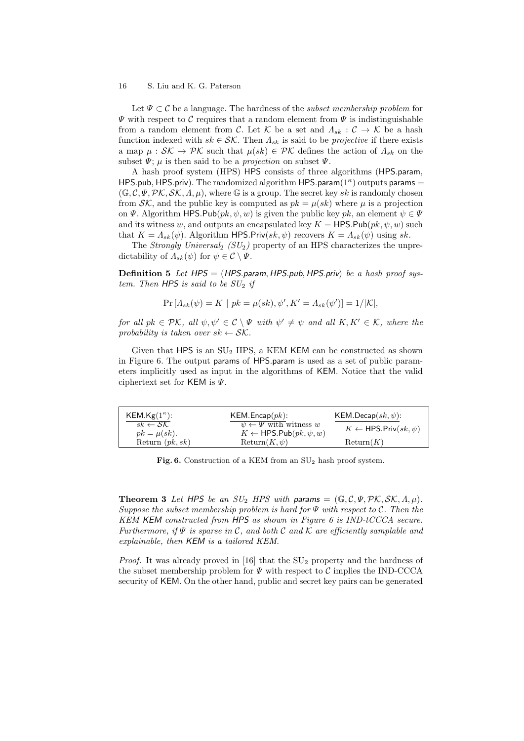Let $\Psi \subset \mathcal{C}$ be a language. The hardness of the *subset membership problem* for $\Psi$ with respect to $\mathcal{C}$ requires that a random element from $\Psi$ is indistinguishable from a random element from $\mathcal{C}$. Let $\mathcal{K}$ be a set and $\Lambda_{sk} : \mathcal{C} \to \mathcal{K}$ be a hash function indexed with $sk \in \mathcal{SK}$. Then $\Lambda_{sk}$ is said to be *projective* if there exists a map $\mu : \mathcal{SK} \to \mathcal{PK}$ such that $\mu(sk) \in \mathcal{PK}$ defines the action of $\Lambda_{sk}$ on the subset $\Psi$; $\mu$ is then said to be a *projection* on subset $\Psi$.

A hash proof system (HPS) $\mathsf{HPS}$ consists of three algorithms ($\mathsf{HPS.param}$, $\mathsf{HPS.pub}$, $\mathsf{HPS.priv}$). The randomized algorithm $\mathsf{HPS.param}(1^\kappa)$ outputs $\mathsf{params} = (\mathbb{G}, \mathcal{C}, \Psi, \mathcal{PK}, \mathcal{SK}, \Lambda, \mu)$, where $\mathbb{G}$ is a group. The secret key $sk$ is randomly chosen from $\mathcal{SK}$, and the public key is computed as $pk = \mu(sk)$ where $\mu$ is a projection on $\Psi$. Algorithm $\mathsf{HPS.Pub}(pk, \psi, w)$ is given the public key $pk$, an element $\psi \in \Psi$ and its witness $w$, and outputs an encapsulated key $K = \mathsf{HPS.Pub}(pk, \psi, w)$ such that $K = \Lambda_{sk}(\psi)$. Algorithm $\mathsf{HPS.Priv}(sk, \psi)$ recovers $K = \Lambda_{sk}(\psi)$ using $sk$.

The *Strongly Universal*$_2$ *($SU_2$)* property of an HPS characterizes the unpredictability of $\Lambda_{sk}(\psi)$ for $\psi \in \mathcal{C} \setminus \Psi$.

**Definition 5** *Let $\mathsf{HPS} = (\mathsf{HPS.param}, \mathsf{HPS.pub}, \mathsf{HPS.priv})$ be a hash proof system. Then $\mathsf{HPS}$ is said to be $SU_2$ if*

$$\Pr\left[\Lambda_{sk}(\psi) = K \mid pk = \mu(sk), \psi', K' = \Lambda_{sk}(\psi')\right] = 1/|\mathcal{K}|,$$

*for all $pk \in \mathcal{PK}$, all $\psi, \psi' \in \mathcal{C} \setminus \Psi$ with $\psi' \neq \psi$ and all $K, K' \in \mathcal{K}$, where the probability is taken over $sk \leftarrow \mathcal{SK}$.*

Given that $\mathsf{HPS}$ is an $\mathrm{SU}_2$ HPS, a KEM $\mathsf{KEM}$ can be constructed as shown in Figure 6. The output $\mathsf{params}$ of $\mathsf{HPS.param}$ is used as a set of public parameters implicitly used as input in the algorithms of $\mathsf{KEM}$. Notice that the valid ciphertext set for $\mathsf{KEM}$ is $\Psi$.

| $\mathsf{KEM.Kg}(1^\kappa)$: | $\mathsf{KEM.Encap}(pk)$: | $\mathsf{KEM.Decap}(sk, \psi)$: |
|---|---|---|
| $sk \leftarrow \mathcal{SK}$ | $\psi \leftarrow \Psi$ with witness $w$ | $K \leftarrow \mathsf{HPS.Priv}(sk, \psi)$ |
| $pk = \mu(sk)$. | $K \leftarrow \mathsf{HPS.Pub}(pk, \psi, w)$ | |
| Return $(pk, sk)$ | Return$(K, \psi)$ | Return$(K)$ |

**Fig. 6.** Construction of a KEM from an $\mathrm{SU}_2$ hash proof system.

**Theorem 3** *Let $\mathsf{HPS}$ be an $SU_2$ HPS with $\mathsf{params} = (\mathbb{G}, \mathcal{C}, \Psi, \mathcal{PK}, \mathcal{SK}, \Lambda, \mu)$. Suppose the subset membership problem is hard for $\Psi$ with respect to $\mathcal{C}$. Then the KEM $\mathsf{KEM}$ constructed from $\mathsf{HPS}$ as shown in Figure 6 is IND-tCCCA secure. Furthermore, if $\Psi$ is sparse in $\mathcal{C}$, and both $\mathcal{C}$ and $\mathcal{K}$ are efficiently samplable and explainable, then $\mathsf{KEM}$ is a tailored KEM.*

*Proof.* It was already proved in [16] that the $\mathrm{SU}_2$ property and the hardness of the subset membership problem for $\Psi$ with respect to $\mathcal{C}$ implies the IND-CCCA security of $\mathsf{KEM}$. On the other hand, public and secret key pairs can be generated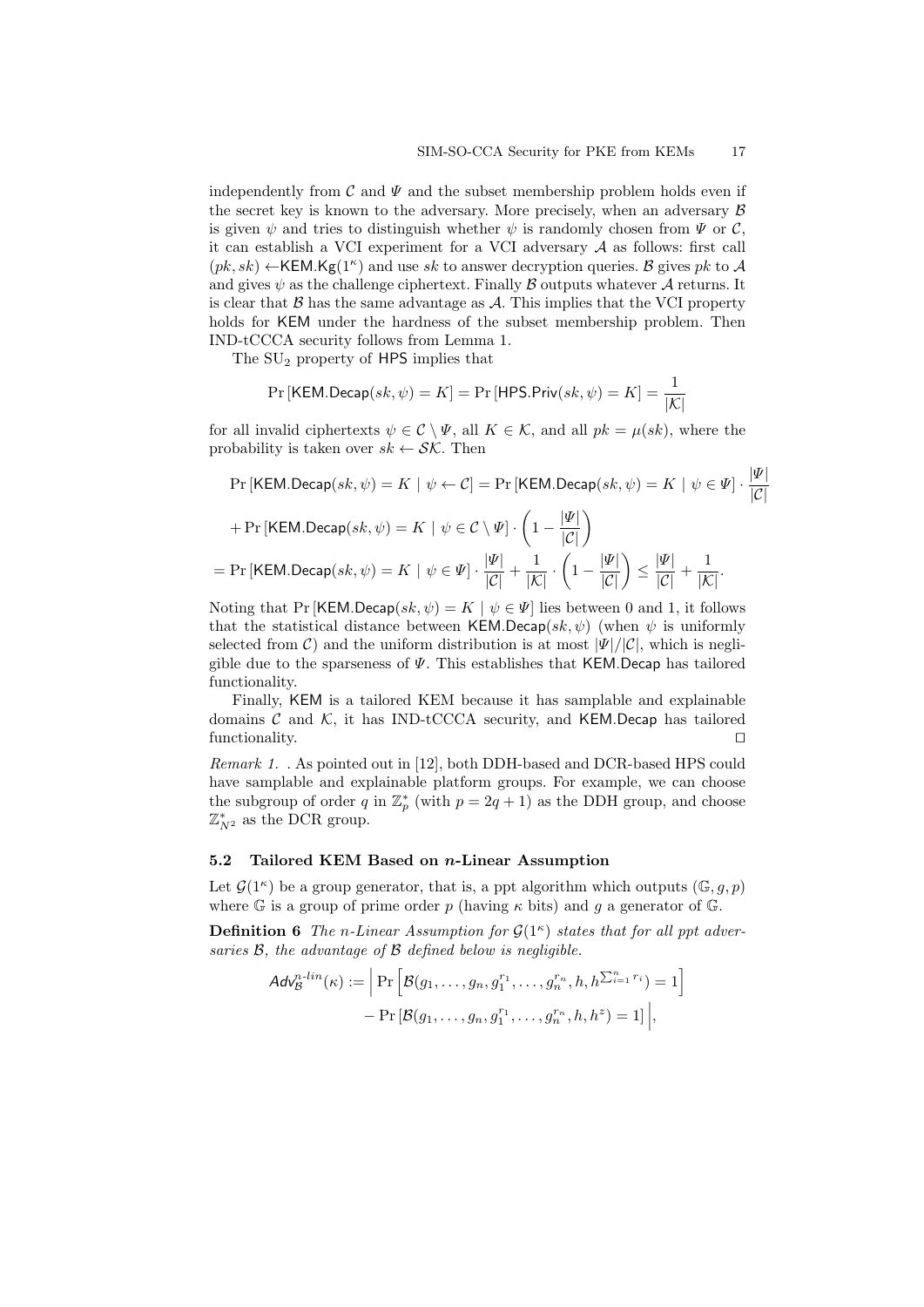independently from $\mathcal{C}$ and $\Psi$ and the subset membership problem holds even if the secret key is known to the adversary. More precisely, when an adversary $\mathcal{B}$ is given $\psi$ and tries to distinguish whether $\psi$ is randomly chosen from $\Psi$ or $\mathcal{C}$, it can establish a VCI experiment for a VCI adversary $\mathcal{A}$ as follows: first call $(pk, sk) \leftarrow \mathsf{KEM.Kg}(1^\kappa)$ and use $sk$ to answer decryption queries. $\mathcal{B}$ gives $pk$ to $\mathcal{A}$ and gives $\psi$ as the challenge ciphertext. Finally $\mathcal{B}$ outputs whatever $\mathcal{A}$ returns. It is clear that $\mathcal{B}$ has the same advantage as $\mathcal{A}$. This implies that the VCI property holds for $\mathsf{KEM}$ under the hardness of the subset membership problem. Then IND-tCCCA security follows from Lemma 1.

The $\mathrm{SU}_2$ property of $\mathsf{HPS}$ implies that

$$\Pr\left[\mathsf{KEM.Decap}(sk, \psi) = K\right] = \Pr\left[\mathsf{HPS.Priv}(sk, \psi) = K\right] = \frac{1}{|\mathcal{K}|}$$

for all invalid ciphertexts $\psi \in \mathcal{C} \setminus \Psi$, all $K \in \mathcal{K}$, and all $pk = \mu(sk)$, where the probability is taken over $sk \leftarrow \mathcal{SK}$. Then

$$\begin{aligned}
&\Pr\left[\mathsf{KEM.Decap}(sk, \psi) = K \mid \psi \leftarrow \mathcal{C}\right] = \Pr\left[\mathsf{KEM.Decap}(sk, \psi) = K \mid \psi \in \Psi\right] \cdot \frac{|\Psi|}{|\mathcal{C}|} \\
&+ \Pr\left[\mathsf{KEM.Decap}(sk, \psi) = K \mid \psi \in \mathcal{C} \setminus \Psi\right] \cdot \left(1 - \frac{|\Psi|}{|\mathcal{C}|}\right) \\
&= \Pr\left[\mathsf{KEM.Decap}(sk, \psi) = K \mid \psi \in \Psi\right] \cdot \frac{|\Psi|}{|\mathcal{C}|} + \frac{1}{|\mathcal{K}|} \cdot \left(1 - \frac{|\Psi|}{|\mathcal{C}|}\right) \le \frac{|\Psi|}{|\mathcal{C}|} + \frac{1}{|\mathcal{K}|}.
\end{aligned}$$

Noting that $\Pr\left[\mathsf{KEM.Decap}(sk, \psi) = K \mid \psi \in \Psi\right]$ lies between 0 and 1, it follows that the statistical distance between $\mathsf{KEM.Decap}(sk, \psi)$ (when $\psi$ is uniformly selected from $\mathcal{C}$) and the uniform distribution is at most $|\Psi|/|\mathcal{C}|$, which is negligible due to the sparseness of $\Psi$. This establishes that $\mathsf{KEM.Decap}$ has tailored functionality.

Finally, $\mathsf{KEM}$ is a tailored KEM because it has samplable and explainable domains $\mathcal{C}$ and $\mathcal{K}$, it has IND-tCCCA security, and $\mathsf{KEM.Decap}$ has tailored functionality. ◻

*Remark 1.* . As pointed out in [12], both DDH-based and DCR-based HPS could have samplable and explainable platform groups. For example, we can choose the subgroup of order $q$ in $\mathbb{Z}_p^*$ (with $p = 2q + 1$) as the DDH group, and choose $\mathbb{Z}_{N^2}^*$ as the DCR group.

### 5.2 Tailored KEM Based on $n$-Linear Assumption

Let $\mathcal{G}(1^\kappa)$ be a group generator, that is, a ppt algorithm which outputs $(\mathbb{G}, g, p)$ where $\mathbb{G}$ is a group of prime order $p$ (having $\kappa$ bits) and $g$ a generator of $\mathbb{G}$.

**Definition 6** *The $n$-Linear Assumption for $\mathcal{G}(1^\kappa)$ states that for all ppt adversaries $\mathcal{B}$, the advantage of $\mathcal{B}$ defined below is negligible.*

$$\begin{aligned}
\mathsf{Adv}_{\mathcal{B}}^{n\text{-}lin}(\kappa) := \Big| &\Pr\left[\mathcal{B}(g_1, \ldots, g_n, g_1^{r_1}, \ldots, g_n^{r_n}, h, h^{\sum_{i=1}^n r_i}) = 1\right] \\
&- \Pr\left[\mathcal{B}(g_1, \ldots, g_n, g_1^{r_1}, \ldots, g_n^{r_n}, h, h^z) = 1\right] \Big|,
\end{aligned}$$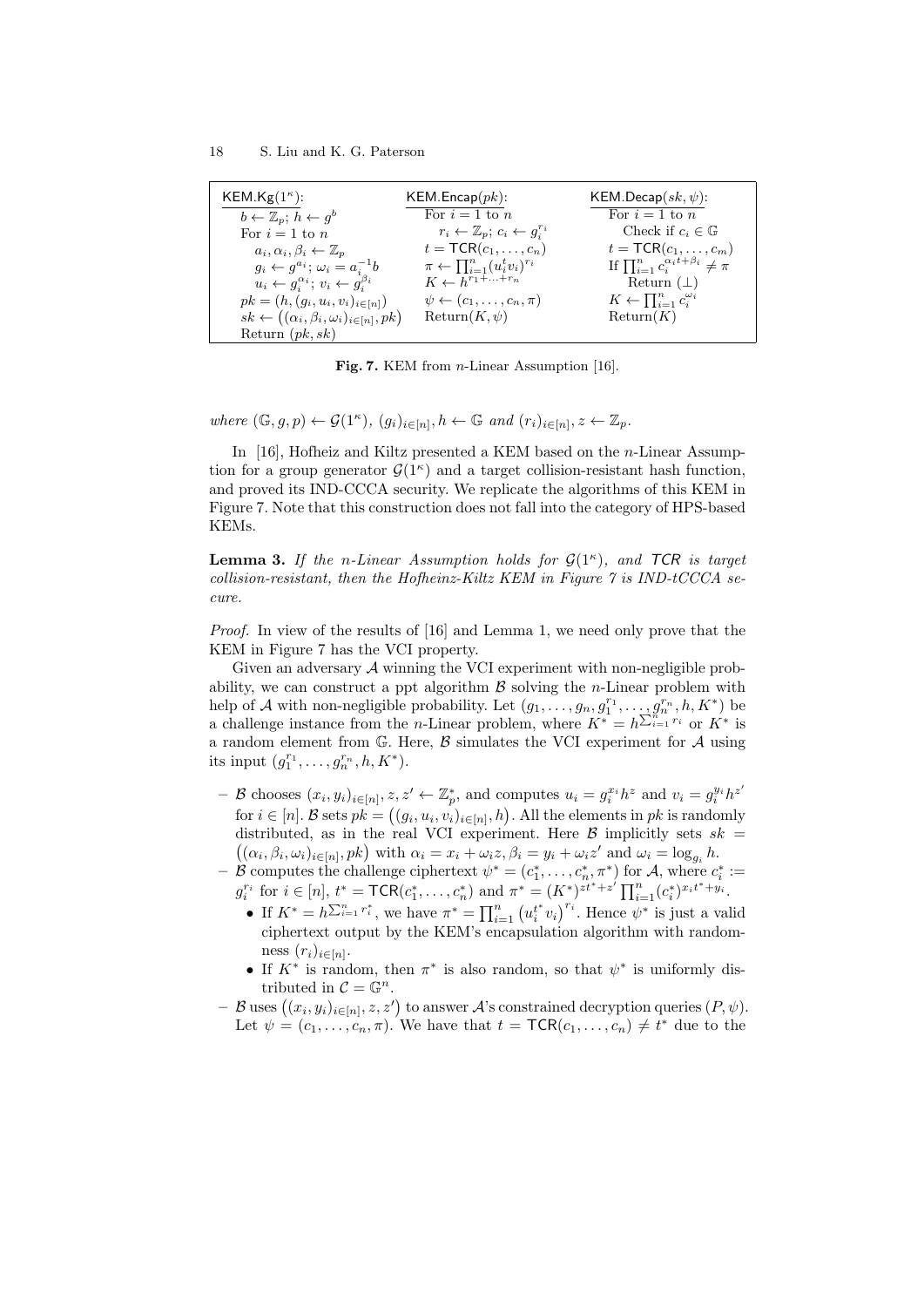| $\mathsf{KEM.Kg}(1^\kappa)$: | $\mathsf{KEM.Encap}(pk)$: | $\mathsf{KEM.Decap}(sk,\psi)$: |
| --- | --- | --- |
| $b \leftarrow \mathbb{Z}_p$; $h \leftarrow g^b$ | For $i=1$ to $n$ | For $i=1$ to $n$ |
| For $i=1$ to $n$ | $r_i \leftarrow \mathbb{Z}_p$; $c_i \leftarrow g_i^{r_i}$ | Check if $c_i \in \mathbb{G}$ |
| $a_i, \alpha_i, \beta_i \leftarrow \mathbb{Z}_p$ | $t = \mathsf{TCR}(c_1,\ldots,c_n)$ | $t = \mathsf{TCR}(c_1,\ldots,c_m)$ |
| $g_i \leftarrow g^{a_i}$; $\omega_i = a_i^{-1}b$ | $\pi \leftarrow \prod_{i=1}^n (u_i^t v_i)^{r_i}$ | If $\prod_{i=1}^n c_i^{\alpha_i t+\beta_i} \neq \pi$ |
| $u_i \leftarrow g_i^{\alpha_i}$; $v_i \leftarrow g_i^{\beta_i}$ | $K \leftarrow h^{r_1+\cdots+r_n}$ | Return $(\perp)$ |
| $pk = (h,(g_i,u_i,v_i)_{i\in[n]})$ | $\psi \leftarrow (c_1,\ldots,c_n,\pi)$ | $K \leftarrow \prod_{i=1}^n c_i^{\omega_i}$ |
| $sk \leftarrow \big((\alpha_i,\beta_i,\omega_i)_{i\in[n]},pk\big)$ | Return$(K,\psi)$ | Return$(K)$ |
| Return $(pk,sk)$ | | |

**Fig. 7.** KEM from $n$-Linear Assumption [16].

*where* $(\mathbb{G},g,p) \leftarrow \mathcal{G}(1^\kappa)$, $(g_i)_{i\in[n]}, h \leftarrow \mathbb{G}$ *and* $(r_i)_{i\in[n]}, z \leftarrow \mathbb{Z}_p$.

In [16], Hofheiz and Kiltz presented a KEM based on the $n$-Linear Assumption for a group generator $\mathcal{G}(1^\kappa)$ and a target collision-resistant hash function, and proved its IND-CCCA security. We replicate the algorithms of this KEM in Figure 7. Note that this construction does not fall into the category of HPS-based KEMs.

**Lemma 3.** *If the $n$-Linear Assumption holds for $\mathcal{G}(1^\kappa)$, and $\mathsf{TCR}$ is target collision-resistant, then the Hofheinz-Kiltz KEM in Figure 7 is IND-tCCCA secure.*

*Proof.* In view of the results of [16] and Lemma 1, we need only prove that the KEM in Figure 7 has the VCI property.

Given an adversary $\mathcal{A}$ winning the VCI experiment with non-negligible probability, we can construct a ppt algorithm $\mathcal{B}$ solving the $n$-Linear problem with help of $\mathcal{A}$ with non-negligible probability. Let $(g_1,\ldots,g_n,g_1^{r_1},\ldots,g_n^{r_n},h,K^*)$ be a challenge instance from the $n$-Linear problem, where $K^* = h^{\sum_{i=1}^n r_i}$ or $K^*$ is a random element from $\mathbb{G}$. Here, $\mathcal{B}$ simulates the VCI experiment for $\mathcal{A}$ using its input $(g_1^{r_1},\ldots,g_n^{r_n},h,K^*)$.

- $\mathcal{B}$ chooses $(x_i,y_i)_{i\in[n]}, z, z' \leftarrow \mathbb{Z}_p^*$, and computes $u_i = g_i^{x_i}h^z$ and $v_i = g_i^{y_i}h^{z'}$ for $i \in [n]$. $\mathcal{B}$ sets $pk = \big((g_i,u_i,v_i)_{i\in[n]},h\big)$. All the elements in $pk$ is randomly distributed, as in the real VCI experiment. Here $\mathcal{B}$ implicitly sets $sk = \big((\alpha_i,\beta_i,\omega_i)_{i\in[n]},pk\big)$ with $\alpha_i = x_i+\omega_i z, \beta_i = y_i+\omega_i z'$ and $\omega_i = \log_{g_i} h$.
- $\mathcal{B}$ computes the challenge ciphertext $\psi^* = (c_1^*,\ldots,c_n^*,\pi^*)$ for $\mathcal{A}$, where $c_i^* := g_i^{r_i}$ for $i\in[n]$, $t^* = \mathsf{TCR}(c_1^*,\ldots,c_n^*)$ and $\pi^* = (K^*)^{zt^*+z'}\prod_{i=1}^n (c_i^*)^{x_it^*+y_i}$.
  - If $K^* = h^{\sum_{i=1}^n r_i}$, we have $\pi^* = \prod_{i=1}^n \big(u_i^{t^*}v_i\big)^{r_i}$. Hence $\psi^*$ is just a valid ciphertext output by the KEM's encapsulation algorithm with randomness $(r_i)_{i\in[n]}$.
  - If $K^*$ is random, then $\pi^*$ is also random, so that $\psi^*$ is uniformly distributed in $\mathcal{C} = \mathbb{G}^n$.
- $\mathcal{B}$ uses $\big((x_i,y_i)_{i\in[n]},z,z'\big)$ to answer $\mathcal{A}$'s constrained decryption queries $(P,\psi)$. Let $\psi = (c_1,\ldots,c_n,\pi)$. We have that $t = \mathsf{TCR}(c_1,\ldots,c_n) \neq t^*$ due to the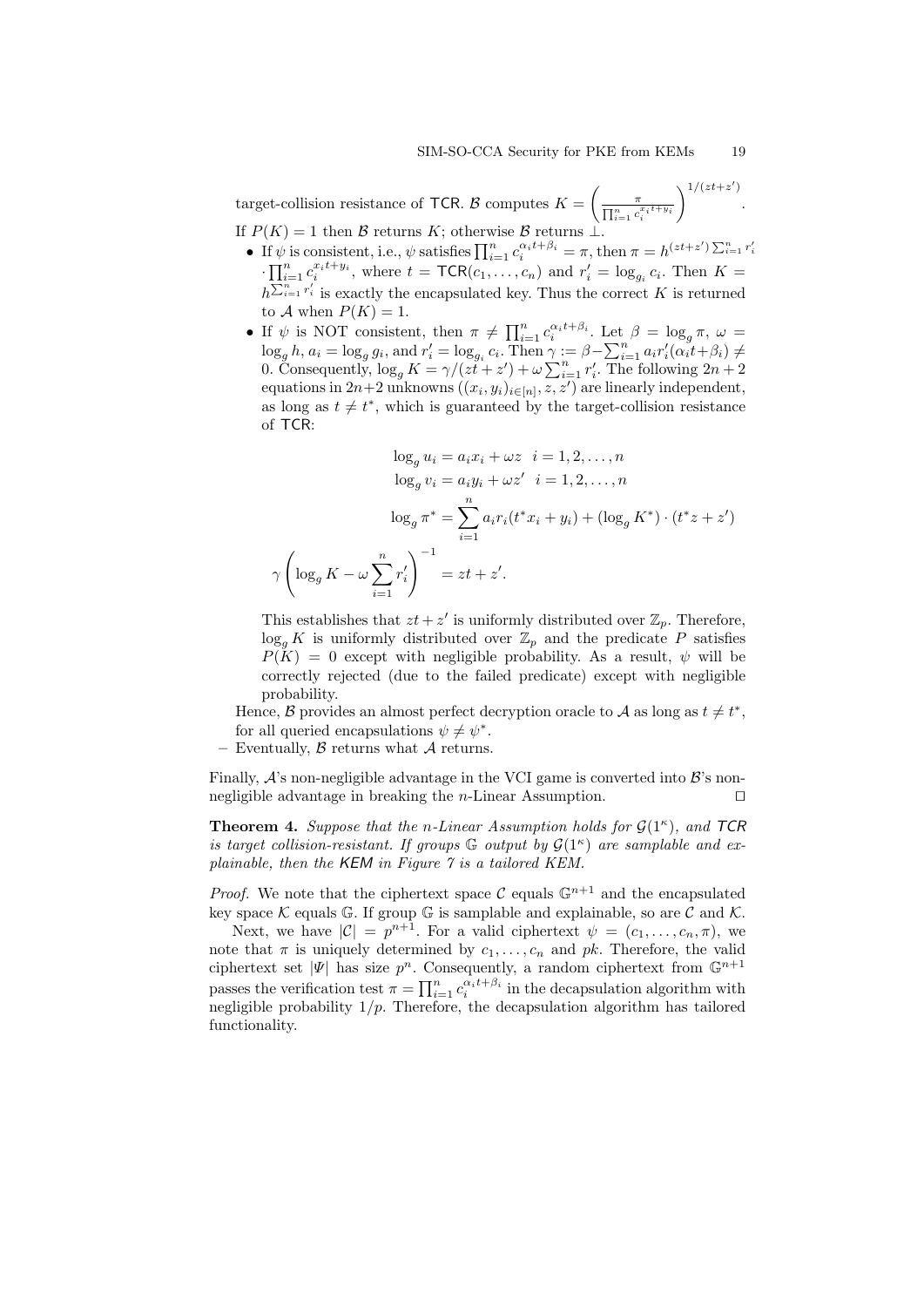target-collision resistance of $\mathsf{TCR}$. $\mathcal{B}$ computes $K = \left(\frac{\pi}{\prod_{i=1}^n c_i^{x_i t + y_i}}\right)^{1/(zt+z')}$. If $P(K) = 1$ then $\mathcal{B}$ returns $K$; otherwise $\mathcal{B}$ returns $\perp$.

- If $\psi$ is consistent, i.e., $\psi$ satisfies $\prod_{i=1}^n c_i^{\alpha_i t + \beta_i} = \pi$, then $\pi = h^{(zt+z')\sum_{i=1}^n r_i'} \cdot \prod_{i=1}^n c_i^{x_i t + y_i}$, where $t = \mathsf{TCR}(c_1, \ldots, c_n)$ and $r_i' = \log_{g_i} c_i$. Then $K = h^{\sum_{i=1}^n r_i'}$ is exactly the encapsulated key. Thus the correct $K$ is returned to $\mathcal{A}$ when $P(K) = 1$.
- If $\psi$ is NOT consistent, then $\pi \neq \prod_{i=1}^n c_i^{\alpha_i t + \beta_i}$. Let $\beta = \log_g \pi$, $\omega = \log_g h$, $a_i = \log_g g_i$, and $r_i' = \log_{g_i} c_i$. Then $\gamma := \beta - \sum_{i=1}^n a_i r_i'(\alpha_i t + \beta_i) \neq 0$. Consequently, $\log_g K = \gamma/(zt+z') + \omega \sum_{i=1}^n r_i'$. The following $2n+2$ equations in $2n+2$ unknowns $((x_i, y_i)_{i\in[n]}, z, z')$ are linearly independent, as long as $t \neq t^*$, which is guaranteed by the target-collision resistance of $\mathsf{TCR}$:

$$\log_g u_i = a_i x_i + \omega z \quad i = 1, 2, \ldots, n$$
$$\log_g v_i = a_i y_i + \omega z' \quad i = 1, 2, \ldots, n$$
$$\log_g \pi^* = \sum_{i=1}^n a_i r_i (t^* x_i + y_i) + (\log_g K^*) \cdot (t^* z + z')$$
$$\gamma \left( \log_g K - \omega \sum_{i=1}^n r_i' \right)^{-1} = zt + z'.$$

This establishes that $zt + z'$ is uniformly distributed over $\mathbb{Z}_p$. Therefore, $\log_g K$ is uniformly distributed over $\mathbb{Z}_p$ and the predicate $P$ satisfies $P(K) = 0$ except with negligible probability. As a result, $\psi$ will be correctly rejected (due to the failed predicate) except with negligible probability.

Hence, $\mathcal{B}$ provides an almost perfect decryption oracle to $\mathcal{A}$ as long as $t \neq t^*$, for all queried encapsulations $\psi \neq \psi^*$.

– Eventually, $\mathcal{B}$ returns what $\mathcal{A}$ returns.

Finally, $\mathcal{A}$'s non-negligible advantage in the VCI game is converted into $\mathcal{B}$'s non-negligible advantage in breaking the $n$-Linear Assumption. ◻

**Theorem 4.** *Suppose that the $n$-Linear Assumption holds for $\mathcal{G}(1^\kappa)$, and TCR is target collision-resistant. If groups $\mathbb{G}$ output by $\mathcal{G}(1^\kappa)$ are samplable and explainable, then the KEM in Figure 7 is a tailored KEM.*

*Proof.* We note that the ciphertext space $\mathcal{C}$ equals $\mathbb{G}^{n+1}$ and the encapsulated key space $\mathcal{K}$ equals $\mathbb{G}$. If group $\mathbb{G}$ is samplable and explainable, so are $\mathcal{C}$ and $\mathcal{K}$.

Next, we have $|\mathcal{C}| = p^{n+1}$. For a valid ciphertext $\psi = (c_1, \ldots, c_n, \pi)$, we note that $\pi$ is uniquely determined by $c_1, \ldots, c_n$ and $pk$. Therefore, the valid ciphertext set $|\Psi|$ has size $p^n$. Consequently, a random ciphertext from $\mathbb{G}^{n+1}$ passes the verification test $\pi = \prod_{i=1}^n c_i^{\alpha_i t + \beta_i}$ in the decapsulation algorithm with negligible probability $1/p$. Therefore, the decapsulation algorithm has tailored functionality.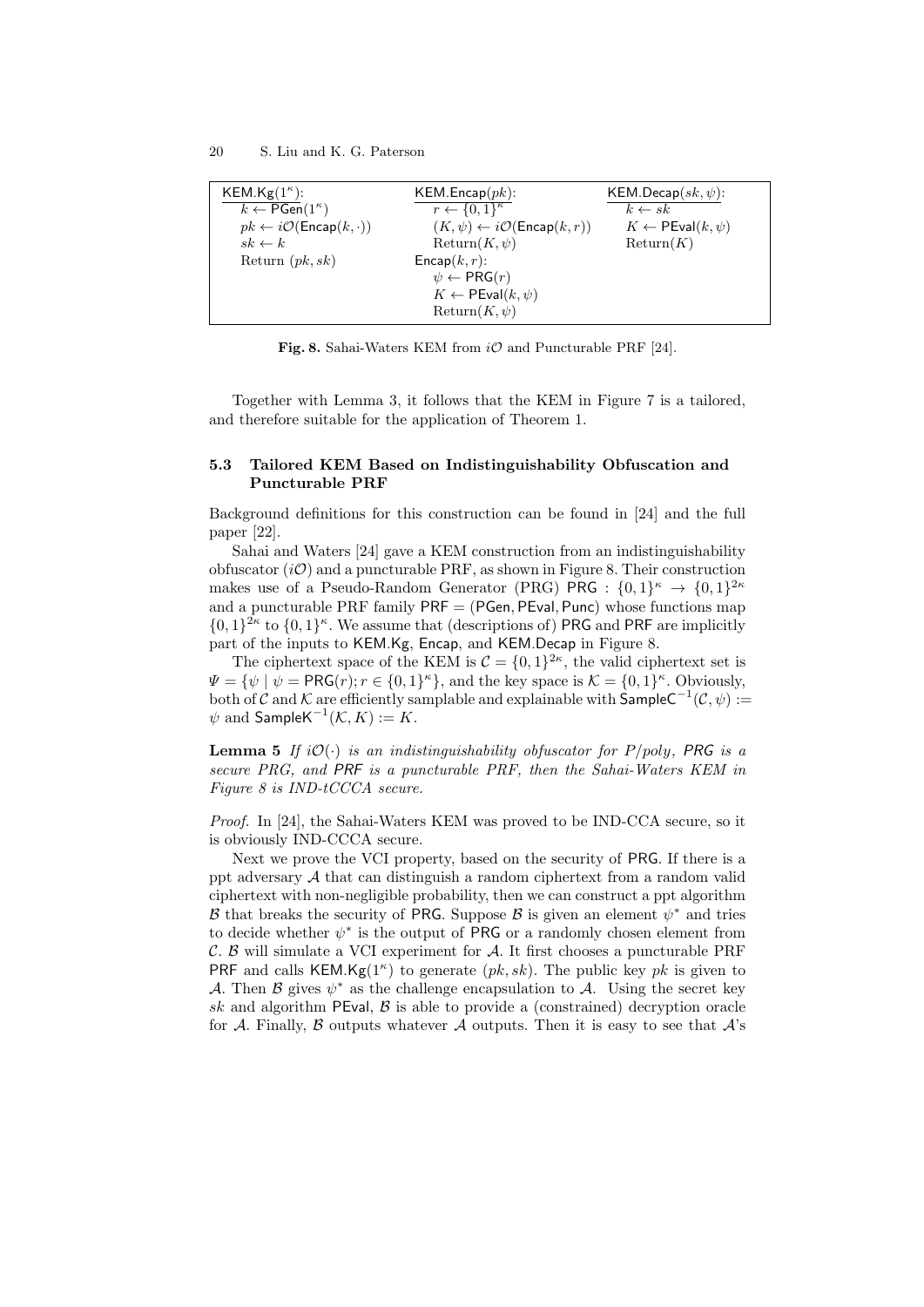| $\mathsf{KEM.Kg}(1^\kappa)$: | $\mathsf{KEM.Encap}(pk)$: | $\mathsf{KEM.Decap}(sk, \psi)$: |
|---|---|---|
| $k \leftarrow \mathsf{PGen}(1^\kappa)$ | $r \leftarrow \{0,1\}^\kappa$ | $k \leftarrow sk$ |
| $pk \leftarrow i\mathcal{O}(\mathsf{Encap}(k, \cdot))$ | $(K, \psi) \leftarrow i\mathcal{O}(\mathsf{Encap}(k, r))$ | $K \leftarrow \mathsf{PEval}(k, \psi)$ |
| $sk \leftarrow k$ | $\mathrm{Return}(K, \psi)$ | $\mathrm{Return}(K)$ |
| Return $(pk, sk)$ | $\mathsf{Encap}(k, r)$: | |
| | $\psi \leftarrow \mathsf{PRG}(r)$ | |
| | $K \leftarrow \mathsf{PEval}(k, \psi)$ | |
| | $\mathrm{Return}(K, \psi)$ | |

**Fig. 8.** Sahai-Waters KEM from $i\mathcal{O}$ and Puncturable PRF [24].

Together with Lemma 3, it follows that the KEM in Figure 7 is a tailored, and therefore suitable for the application of Theorem 1.

### 5.3 Tailored KEM Based on Indistinguishability Obfuscation and Puncturable PRF

Background definitions for this construction can be found in [24] and the full paper [22].

Sahai and Waters [24] gave a KEM construction from an indistinguishability obfuscator ($i\mathcal{O}$) and a puncturable PRF, as shown in Figure 8. Their construction makes use of a Pseudo-Random Generator (PRG) $\mathsf{PRG} : \{0,1\}^\kappa \rightarrow \{0,1\}^{2\kappa}$ and a puncturable PRF family $\mathsf{PRF} = (\mathsf{PGen}, \mathsf{PEval}, \mathsf{Punc})$ whose functions map $\{0,1\}^{2\kappa}$ to $\{0,1\}^\kappa$. We assume that (descriptions of) $\mathsf{PRG}$ and $\mathsf{PRF}$ are implicitly part of the inputs to $\mathsf{KEM.Kg}$, $\mathsf{Encap}$, and $\mathsf{KEM.Decap}$ in Figure 8.

The ciphertext space of the KEM is $\mathcal{C} = \{0,1\}^{2\kappa}$, the valid ciphertext set is $\Psi = \{\psi \mid \psi = \mathsf{PRG}(r); r \in \{0,1\}^\kappa\}$, and the key space is $\mathcal{K} = \{0,1\}^\kappa$. Obviously, both of $\mathcal{C}$ and $\mathcal{K}$ are efficiently samplable and explainable with $\mathsf{SampleC}^{-1}(\mathcal{C}, \psi) := \psi$ and $\mathsf{SampleK}^{-1}(\mathcal{K}, K) := K$.

**Lemma 5** *If $i\mathcal{O}(\cdot)$ is an indistinguishability obfuscator for P/poly, $\mathsf{PRG}$ is a secure PRG, and $\mathsf{PRF}$ is a puncturable PRF, then the Sahai-Waters KEM in Figure 8 is IND-tCCCA secure.*

*Proof.* In [24], the Sahai-Waters KEM was proved to be IND-CCA secure, so it is obviously IND-CCCA secure.

Next we prove the VCI property, based on the security of $\mathsf{PRG}$. If there is a ppt adversary $\mathcal{A}$ that can distinguish a random ciphertext from a random valid ciphertext with non-negligible probability, then we can construct a ppt algorithm $\mathcal{B}$ that breaks the security of $\mathsf{PRG}$. Suppose $\mathcal{B}$ is given an element $\psi^*$ and tries to decide whether $\psi^*$ is the output of $\mathsf{PRG}$ or a randomly chosen element from $\mathcal{C}$. $\mathcal{B}$ will simulate a VCI experiment for $\mathcal{A}$. It first chooses a puncturable PRF $\mathsf{PRF}$ and calls $\mathsf{KEM.Kg}(1^\kappa)$ to generate $(pk, sk)$. The public key $pk$ is given to $\mathcal{A}$. Then $\mathcal{B}$ gives $\psi^*$ as the challenge encapsulation to $\mathcal{A}$. Using the secret key $sk$ and algorithm $\mathsf{PEval}$, $\mathcal{B}$ is able to provide a (constrained) decryption oracle for $\mathcal{A}$. Finally, $\mathcal{B}$ outputs whatever $\mathcal{A}$ outputs. Then it is easy to see that $\mathcal{A}$'s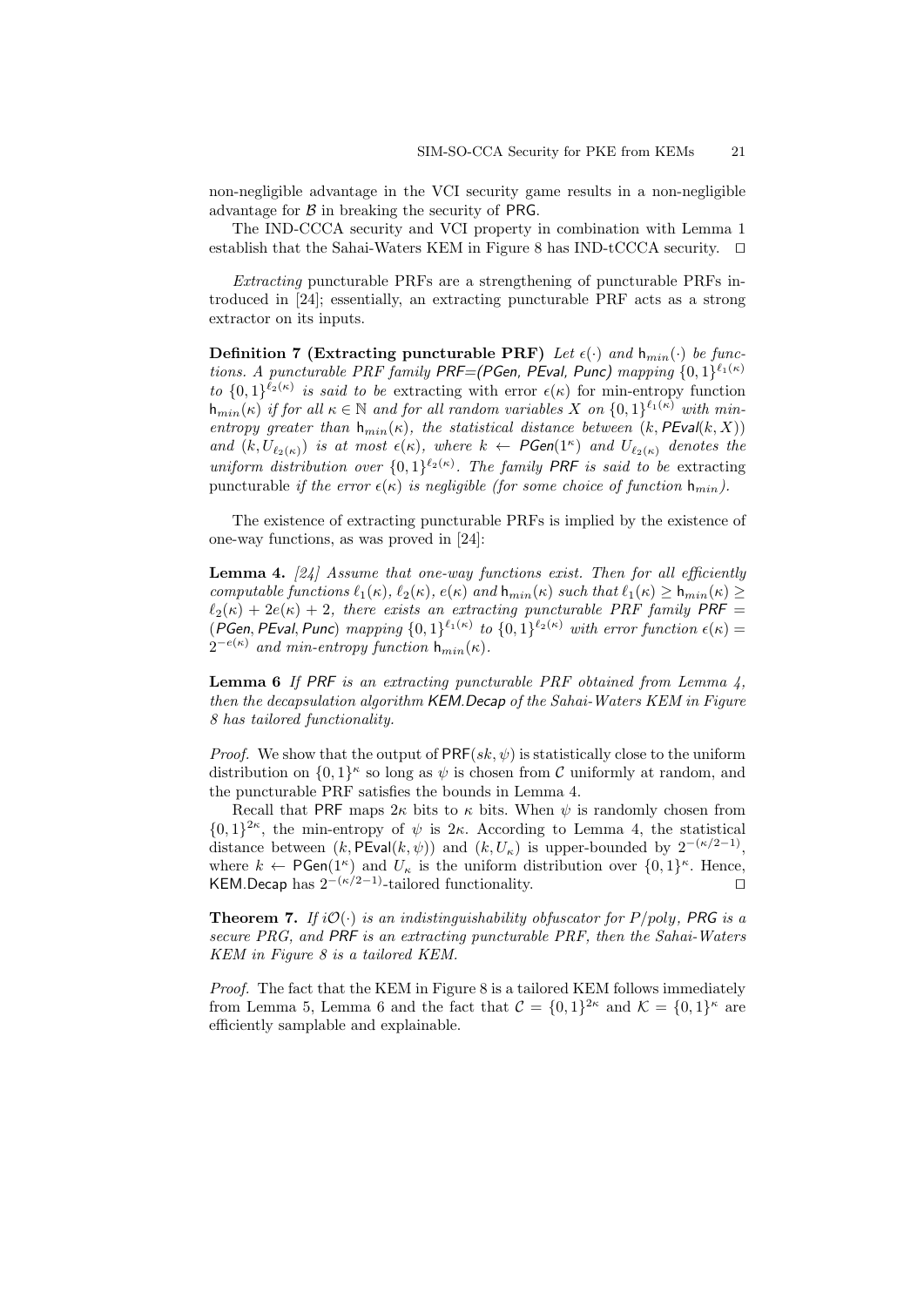non-negligible advantage in the VCI security game results in a non-negligible advantage for $\mathcal{B}$ in breaking the security of PRG.

The IND-CCCA security and VCI property in combination with Lemma 1 establish that the Sahai-Waters KEM in Figure 8 has IND-tCCCA security. $\square$

*Extracting* puncturable PRFs are a strengthening of puncturable PRFs introduced in [24]; essentially, an extracting puncturable PRF acts as a strong extractor on its inputs.

**Definition 7 (Extracting puncturable PRF)** *Let $\epsilon(\cdot)$ and $\mathsf{h}_{min}(\cdot)$ be functions. A puncturable PRF family $\mathsf{PRF}$=($\mathsf{PGen}$, $\mathsf{PEval}$, $\mathsf{Punc}$) mapping $\{0,1\}^{\ell_1(\kappa)}$ to $\{0,1\}^{\ell_2(\kappa)}$ is said to be* extracting *with error $\epsilon(\kappa)$ for min-entropy function $\mathsf{h}_{min}(\kappa)$ if for all $\kappa \in \mathbb{N}$ and for all random variables $X$ on $\{0,1\}^{\ell_1(\kappa)}$ with min-entropy greater than $\mathsf{h}_{min}(\kappa)$, the statistical distance between $(k, \mathsf{PEval}(k, X))$ and $(k, U_{\ell_2(\kappa)})$ is at most $\epsilon(\kappa)$, where $k \leftarrow \mathsf{PGen}(1^\kappa)$ and $U_{\ell_2(\kappa)}$ denotes the uniform distribution over $\{0,1\}^{\ell_2(\kappa)}$. The family $\mathsf{PRF}$ is said to be* extracting puncturable *if the error $\epsilon(\kappa)$ is negligible (for some choice of function $\mathsf{h}_{min}$).*

The existence of extracting puncturable PRFs is implied by the existence of one-way functions, as was proved in [24]:

**Lemma 4.** *[24] Assume that one-way functions exist. Then for all efficiently computable functions $\ell_1(\kappa)$, $\ell_2(\kappa)$, $e(\kappa)$ and $\mathsf{h}_{min}(\kappa)$ such that $\ell_1(\kappa) \geq \mathsf{h}_{min}(\kappa) \geq \ell_2(\kappa) + 2e(\kappa) + 2$, there exists an extracting puncturable PRF family $\mathsf{PRF}$ = ($\mathsf{PGen}$, $\mathsf{PEval}$, $\mathsf{Punc}$) mapping $\{0,1\}^{\ell_1(\kappa)}$ to $\{0,1\}^{\ell_2(\kappa)}$ with error function $\epsilon(\kappa) = 2^{-e(\kappa)}$ and min-entropy function $\mathsf{h}_{min}(\kappa)$.*

**Lemma 6** *If PRF is an extracting puncturable PRF obtained from Lemma 4, then the decapsulation algorithm $\mathsf{KEM.Decap}$ of the Sahai-Waters KEM in Figure 8 has tailored functionality.*

*Proof.* We show that the output of $\mathsf{PRF}(sk, \psi)$ is statistically close to the uniform distribution on $\{0,1\}^\kappa$ so long as $\psi$ is chosen from $\mathcal{C}$ uniformly at random, and the puncturable PRF satisfies the bounds in Lemma 4.

Recall that PRF maps $2\kappa$ bits to $\kappa$ bits. When $\psi$ is randomly chosen from $\{0,1\}^{2\kappa}$, the min-entropy of $\psi$ is $2\kappa$. According to Lemma 4, the statistical distance between $(k, \mathsf{PEval}(k, \psi))$ and $(k, U_\kappa)$ is upper-bounded by $2^{-(\kappa/2-1)}$, where $k \leftarrow \mathsf{PGen}(1^\kappa)$ and $U_\kappa$ is the uniform distribution over $\{0,1\}^\kappa$. Hence, $\mathsf{KEM.Decap}$ has $2^{-(\kappa/2-1)}$-tailored functionality. $\square$

**Theorem 7.** *If $i\mathcal{O}(\cdot)$ is an indistinguishability obfuscator for P/poly, PRG is a secure PRG, and PRF is an extracting puncturable PRF, then the Sahai-Waters KEM in Figure 8 is a tailored KEM.*

*Proof.* The fact that the KEM in Figure 8 is a tailored KEM follows immediately from Lemma 5, Lemma 6 and the fact that $\mathcal{C} = \{0,1\}^{2\kappa}$ and $\mathcal{K} = \{0,1\}^\kappa$ are efficiently samplable and explainable.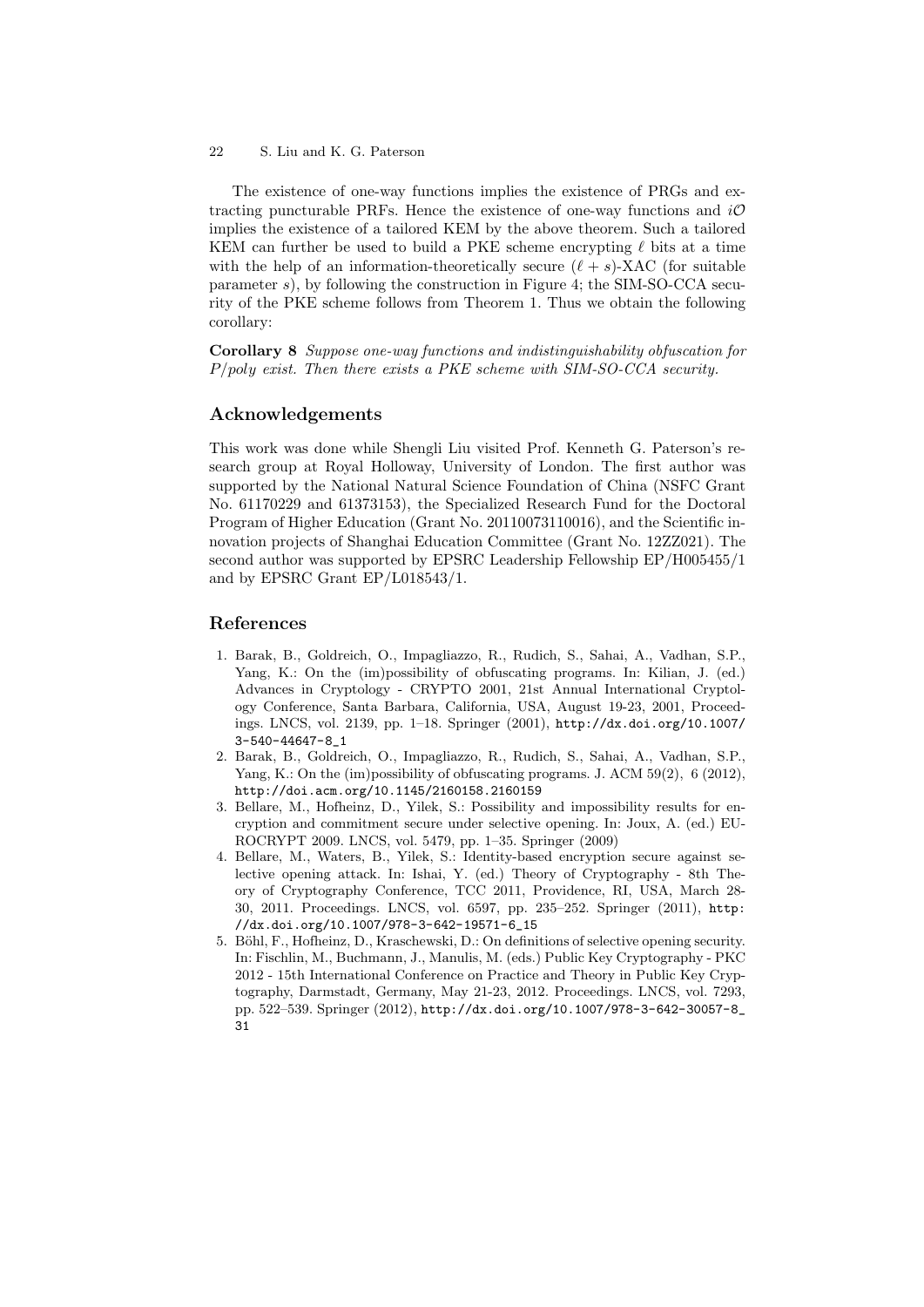The existence of one-way functions implies the existence of PRGs and extracting puncturable PRFs. Hence the existence of one-way functions and $i\mathcal{O}$ implies the existence of a tailored KEM by the above theorem. Such a tailored KEM can further be used to build a PKE scheme encrypting $\ell$ bits at a time with the help of an information-theoretically secure $(\ell + s)$-XAC (for suitable parameter $s$), by following the construction in Figure 4; the SIM-SO-CCA security of the PKE scheme follows from Theorem 1. Thus we obtain the following corollary:

**Corollary 8** *Suppose one-way functions and indistinguishability obfuscation for P/poly exist. Then there exists a PKE scheme with SIM-SO-CCA security.*

## Acknowledgements

This work was done while Shengli Liu visited Prof. Kenneth G. Paterson's research group at Royal Holloway, University of London. The first author was supported by the National Natural Science Foundation of China (NSFC Grant No. 61170229 and 61373153), the Specialized Research Fund for the Doctoral Program of Higher Education (Grant No. 20110073110016), and the Scientific innovation projects of Shanghai Education Committee (Grant No. 12ZZ021). The second author was supported by EPSRC Leadership Fellowship EP/H005455/1 and by EPSRC Grant EP/L018543/1.

## References

1. Barak, B., Goldreich, O., Impagliazzo, R., Rudich, S., Sahai, A., Vadhan, S.P., Yang, K.: On the (im)possibility of obfuscating programs. In: Kilian, J. (ed.) Advances in Cryptology - CRYPTO 2001, 21st Annual International Cryptology Conference, Santa Barbara, California, USA, August 19-23, 2001, Proceedings. LNCS, vol. 2139, pp. 1–18. Springer (2001), http://dx.doi.org/10.1007/3-540-44647-8_1
2. Barak, B., Goldreich, O., Impagliazzo, R., Rudich, S., Sahai, A., Vadhan, S.P., Yang, K.: On the (im)possibility of obfuscating programs. J. ACM 59(2), 6 (2012), http://doi.acm.org/10.1145/2160158.2160159
3. Bellare, M., Hofheinz, D., Yilek, S.: Possibility and impossibility results for encryption and commitment secure under selective opening. In: Joux, A. (ed.) EUROCRYPT 2009. LNCS, vol. 5479, pp. 1–35. Springer (2009)
4. Bellare, M., Waters, B., Yilek, S.: Identity-based encryption secure against selective opening attack. In: Ishai, Y. (ed.) Theory of Cryptography - 8th Theory of Cryptography Conference, TCC 2011, Providence, RI, USA, March 28-30, 2011. Proceedings. LNCS, vol. 6597, pp. 235–252. Springer (2011), http://dx.doi.org/10.1007/978-3-642-19571-6_15
5. Böhl, F., Hofheinz, D., Kraschewski, D.: On definitions of selective opening security. In: Fischlin, M., Buchmann, J., Manulis, M. (eds.) Public Key Cryptography - PKC 2012 - 15th International Conference on Practice and Theory in Public Key Cryptography, Darmstadt, Germany, May 21-23, 2012. Proceedings. LNCS, vol. 7293, pp. 522–539. Springer (2012), http://dx.doi.org/10.1007/978-3-642-30057-8_31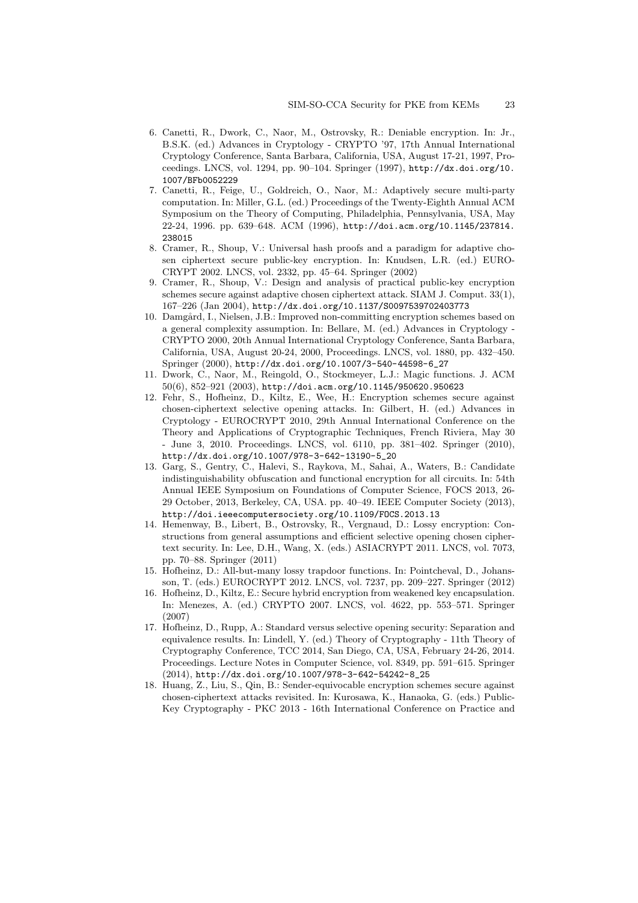6. Canetti, R., Dwork, C., Naor, M., Ostrovsky, R.: Deniable encryption. In: Jr., B.S.K. (ed.) Advances in Cryptology - CRYPTO '97, 17th Annual International Cryptology Conference, Santa Barbara, California, USA, August 17-21, 1997, Proceedings. LNCS, vol. 1294, pp. 90–104. Springer (1997), http://dx.doi.org/10.1007/BFb0052229
7. Canetti, R., Feige, U., Goldreich, O., Naor, M.: Adaptively secure multi-party computation. In: Miller, G.L. (ed.) Proceedings of the Twenty-Eighth Annual ACM Symposium on the Theory of Computing, Philadelphia, Pennsylvania, USA, May 22-24, 1996. pp. 639–648. ACM (1996), http://doi.acm.org/10.1145/237814.238015
8. Cramer, R., Shoup, V.: Universal hash proofs and a paradigm for adaptive chosen ciphertext secure public-key encryption. In: Knudsen, L.R. (ed.) EUROCRYPT 2002. LNCS, vol. 2332, pp. 45–64. Springer (2002)
9. Cramer, R., Shoup, V.: Design and analysis of practical public-key encryption schemes secure against adaptive chosen ciphertext attack. SIAM J. Comput. 33(1), 167–226 (Jan 2004), http://dx.doi.org/10.1137/S0097539702403773
10. Damgård, I., Nielsen, J.B.: Improved non-committing encryption schemes based on a general complexity assumption. In: Bellare, M. (ed.) Advances in Cryptology - CRYPTO 2000, 20th Annual International Cryptology Conference, Santa Barbara, California, USA, August 20-24, 2000, Proceedings. LNCS, vol. 1880, pp. 432–450. Springer (2000), http://dx.doi.org/10.1007/3-540-44598-6_27
11. Dwork, C., Naor, M., Reingold, O., Stockmeyer, L.J.: Magic functions. J. ACM 50(6), 852–921 (2003), http://doi.acm.org/10.1145/950620.950623
12. Fehr, S., Hofheinz, D., Kiltz, E., Wee, H.: Encryption schemes secure against chosen-ciphertext selective opening attacks. In: Gilbert, H. (ed.) Advances in Cryptology - EUROCRYPT 2010, 29th Annual International Conference on the Theory and Applications of Cryptographic Techniques, French Riviera, May 30 - June 3, 2010. Proceedings. LNCS, vol. 6110, pp. 381–402. Springer (2010), http://dx.doi.org/10.1007/978-3-642-13190-5_20
13. Garg, S., Gentry, C., Halevi, S., Raykova, M., Sahai, A., Waters, B.: Candidate indistinguishability obfuscation and functional encryption for all circuits. In: 54th Annual IEEE Symposium on Foundations of Computer Science, FOCS 2013, 26-29 October, 2013, Berkeley, CA, USA. pp. 40–49. IEEE Computer Society (2013), http://doi.ieeecomputersociety.org/10.1109/FOCS.2013.13
14. Hemenway, B., Libert, B., Ostrovsky, R., Vergnaud, D.: Lossy encryption: Constructions from general assumptions and efficient selective opening chosen ciphertext security. In: Lee, D.H., Wang, X. (eds.) ASIACRYPT 2011. LNCS, vol. 7073, pp. 70–88. Springer (2011)
15. Hofheinz, D.: All-but-many lossy trapdoor functions. In: Pointcheval, D., Johansson, T. (eds.) EUROCRYPT 2012. LNCS, vol. 7237, pp. 209–227. Springer (2012)
16. Hofheinz, D., Kiltz, E.: Secure hybrid encryption from weakened key encapsulation. In: Menezes, A. (ed.) CRYPTO 2007. LNCS, vol. 4622, pp. 553–571. Springer (2007)
17. Hofheinz, D., Rupp, A.: Standard versus selective opening security: Separation and equivalence results. In: Lindell, Y. (ed.) Theory of Cryptography - 11th Theory of Cryptography Conference, TCC 2014, San Diego, CA, USA, February 24-26, 2014. Proceedings. Lecture Notes in Computer Science, vol. 8349, pp. 591–615. Springer (2014), http://dx.doi.org/10.1007/978-3-642-54242-8_25
18. Huang, Z., Liu, S., Qin, B.: Sender-equivocable encryption schemes secure against chosen-ciphertext attacks revisited. In: Kurosawa, K., Hanaoka, G. (eds.) Public-Key Cryptography - PKC 2013 - 16th International Conference on Practice and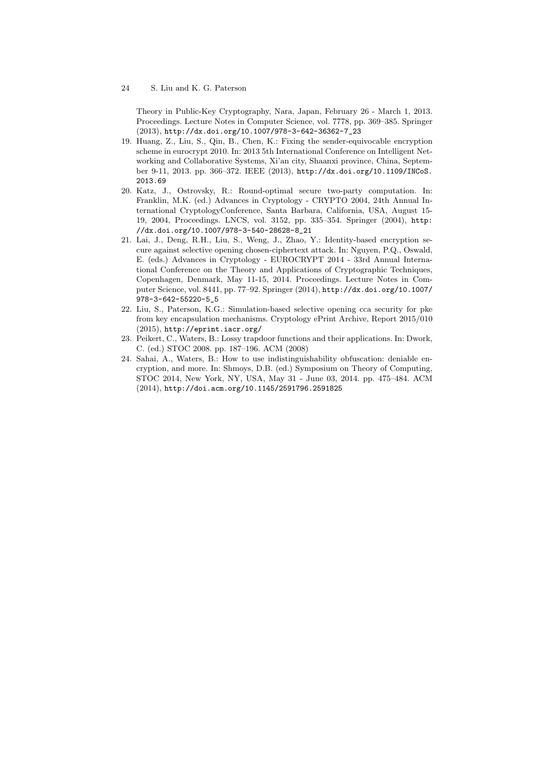Theory in Public-Key Cryptography, Nara, Japan, February 26 - March 1, 2013. Proceedings. Lecture Notes in Computer Science, vol. 7778, pp. 369–385. Springer (2013), http://dx.doi.org/10.1007/978-3-642-36362-7_23

19. Huang, Z., Liu, S., Qin, B., Chen, K.: Fixing the sender-equivocable encryption scheme in eurocrypt 2010. In: 2013 5th International Conference on Intelligent Networking and Collaborative Systems, Xi'an city, Shaanxi province, China, September 9-11, 2013. pp. 366–372. IEEE (2013), http://dx.doi.org/10.1109/INCoS.2013.69
20. Katz, J., Ostrovsky, R.: Round-optimal secure two-party computation. In: Franklin, M.K. (ed.) Advances in Cryptology - CRYPTO 2004, 24th Annual International CryptologyConference, Santa Barbara, California, USA, August 15-19, 2004, Proceedings. LNCS, vol. 3152, pp. 335–354. Springer (2004), http://dx.doi.org/10.1007/978-3-540-28628-8_21
21. Lai, J., Deng, R.H., Liu, S., Weng, J., Zhao, Y.: Identity-based encryption secure against selective opening chosen-ciphertext attack. In: Nguyen, P.Q., Oswald, E. (eds.) Advances in Cryptology - EUROCRYPT 2014 - 33rd Annual International Conference on the Theory and Applications of Cryptographic Techniques, Copenhagen, Denmark, May 11-15, 2014. Proceedings. Lecture Notes in Computer Science, vol. 8441, pp. 77–92. Springer (2014), http://dx.doi.org/10.1007/978-3-642-55220-5_5
22. Liu, S., Paterson, K.G.: Simulation-based selective opening cca security for pke from key encapsulation mechanisms. Cryptology ePrint Archive, Report 2015/010 (2015), http://eprint.iacr.org/
23. Peikert, C., Waters, B.: Lossy trapdoor functions and their applications. In: Dwork, C. (ed.) STOC 2008. pp. 187–196. ACM (2008)
24. Sahai, A., Waters, B.: How to use indistinguishability obfuscation: deniable encryption, and more. In: Shmoys, D.B. (ed.) Symposium on Theory of Computing, STOC 2014, New York, NY, USA, May 31 - June 03, 2014. pp. 475–484. ACM (2014), http://doi.acm.org/10.1145/2591796.2591825